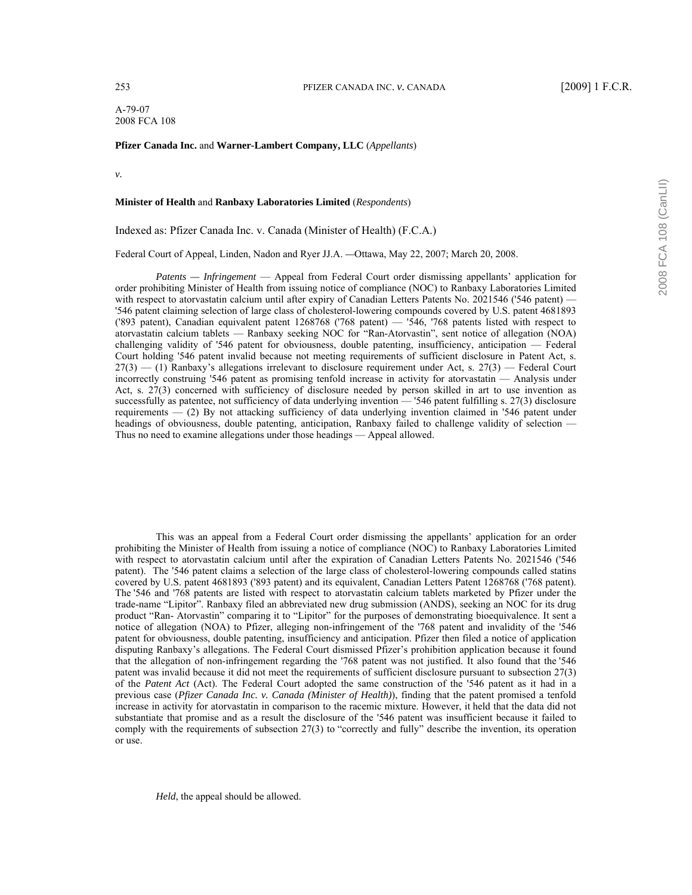A-79-07
2008 FCA 108

**Pfizer Canada Inc.** and **Warner-Lambert Company, LLC** (*Appellants*)

*v.*

**Minister of Health** and **Ranbaxy Laboratories Limited** (*Respondents*)

Indexed as: Pfizer Canada Inc. v. Canada (Minister of Health) (F.C.A.)

Federal Court of Appeal, Linden, Nadon and Ryer JJ.A. —Ottawa, May 22, 2007; March 20, 2008.

*Patents — Infringement* — Appeal from Federal Court order dismissing appellants' application for order prohibiting Minister of Health from issuing notice of compliance (NOC) to Ranbaxy Laboratories Limited with respect to atorvastatin calcium until after expiry of Canadian Letters Patents No. 2021546 ('546 patent) — '546 patent claiming selection of large class of cholesterol-lowering compounds covered by U.S. patent 4681893 ('893 patent), Canadian equivalent patent 1268768 ('768 patent) — '546, '768 patents listed with respect to atorvastatin calcium tablets — Ranbaxy seeking NOC for "Ran-Atorvastin", sent notice of allegation (NOA) challenging validity of '546 patent for obviousness, double patenting, insufficiency, anticipation — Federal Court holding '546 patent invalid because not meeting requirements of sufficient disclosure in Patent Act, s. 27(3) — (1) Ranbaxy's allegations irrelevant to disclosure requirement under Act, s. 27(3) — Federal Court incorrectly construing '546 patent as promising tenfold increase in activity for atorvastatin — Analysis under Act, s. 27(3) concerned with sufficiency of disclosure needed by person skilled in art to use invention as successfully as patentee, not sufficiency of data underlying invention — '546 patent fulfilling s. 27(3) disclosure requirements — (2) By not attacking sufficiency of data underlying invention claimed in '546 patent under headings of obviousness, double patenting, anticipation, Ranbaxy failed to challenge validity of selection — Thus no need to examine allegations under those headings — Appeal allowed.

This was an appeal from a Federal Court order dismissing the appellants' application for an order prohibiting the Minister of Health from issuing a notice of compliance (NOC) to Ranbaxy Laboratories Limited with respect to atorvastatin calcium until after the expiration of Canadian Letters Patents No. 2021546 ('546 patent). The '546 patent claims a selection of the large class of cholesterol-lowering compounds called statins covered by U.S. patent 4681893 ('893 patent) and its equivalent, Canadian Letters Patent 1268768 ('768 patent). The '546 and '768 patents are listed with respect to atorvastatin calcium tablets marketed by Pfizer under the trade-name "Lipitor". Ranbaxy filed an abbreviated new drug submission (ANDS), seeking an NOC for its drug product "Ran- Atorvastin" comparing it to "Lipitor" for the purposes of demonstrating bioequivalence. It sent a notice of allegation (NOA) to Pfizer, alleging non-infringement of the '768 patent and invalidity of the '546 patent for obviousness, double patenting, insufficiency and anticipation. Pfizer then filed a notice of application disputing Ranbaxy's allegations. The Federal Court dismissed Pfizer's prohibition application because it found that the allegation of non-infringement regarding the '768 patent was not justified. It also found that the '546 patent was invalid because it did not meet the requirements of sufficient disclosure pursuant to subsection 27(3) of the *Patent Act* (Act). The Federal Court adopted the same construction of the '546 patent as it had in a previous case (*Pfizer Canada Inc. v. Canada (Minister of Health)*), finding that the patent promised a tenfold increase in activity for atorvastatin in comparison to the racemic mixture. However, it held that the data did not substantiate that promise and as a result the disclosure of the '546 patent was insufficient because it failed to comply with the requirements of subsection 27(3) to "correctly and fully" describe the invention, its operation or use.

*Held*, the appeal should be allowed.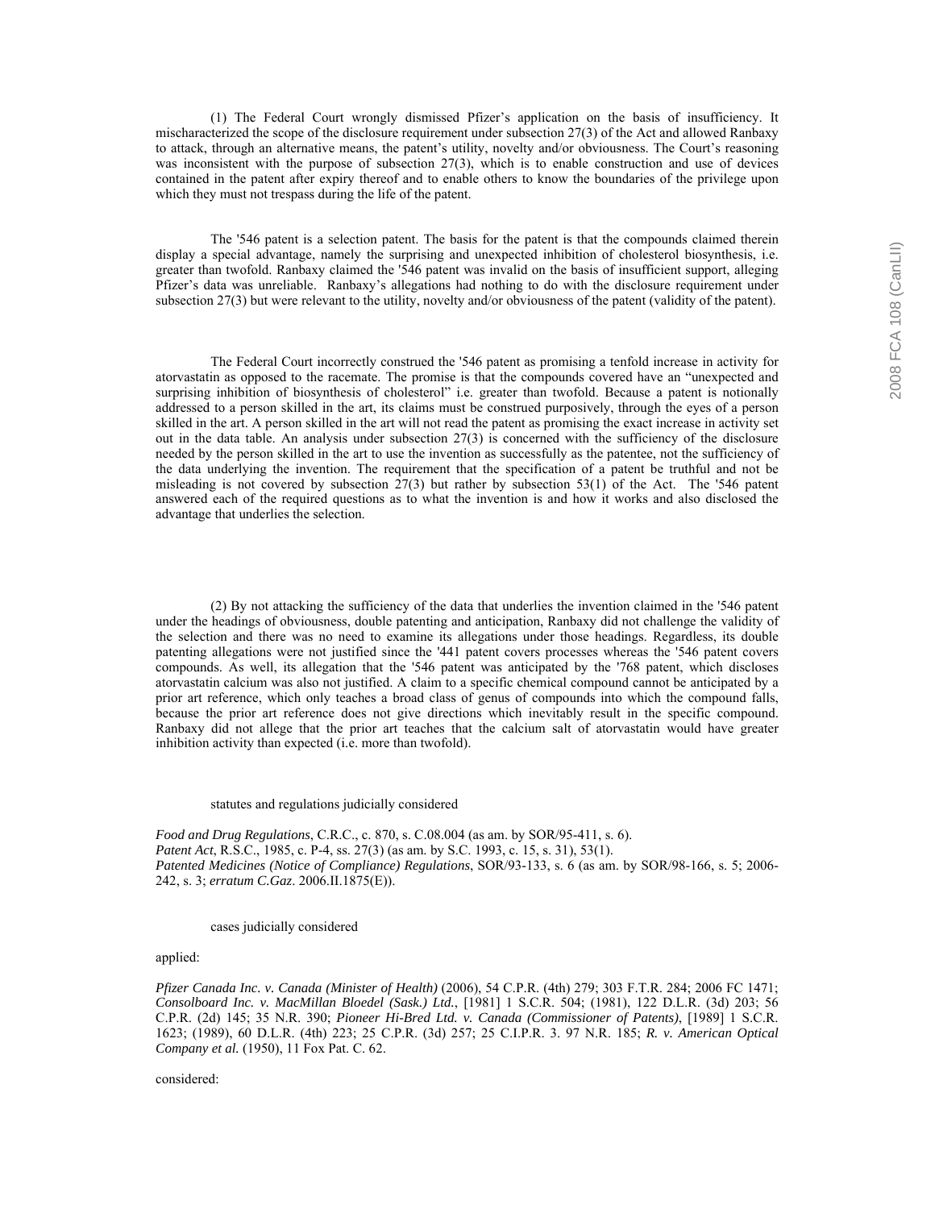(1) The Federal Court wrongly dismissed Pfizer's application on the basis of insufficiency. It mischaracterized the scope of the disclosure requirement under subsection 27(3) of the Act and allowed Ranbaxy to attack, through an alternative means, the patent's utility, novelty and/or obviousness. The Court's reasoning was inconsistent with the purpose of subsection 27(3), which is to enable construction and use of devices contained in the patent after expiry thereof and to enable others to know the boundaries of the privilege upon which they must not trespass during the life of the patent.

The '546 patent is a selection patent. The basis for the patent is that the compounds claimed therein display a special advantage, namely the surprising and unexpected inhibition of cholesterol biosynthesis, i.e. greater than twofold. Ranbaxy claimed the '546 patent was invalid on the basis of insufficient support, alleging Pfizer's data was unreliable. Ranbaxy's allegations had nothing to do with the disclosure requirement under subsection 27(3) but were relevant to the utility, novelty and/or obviousness of the patent (validity of the patent).

The Federal Court incorrectly construed the '546 patent as promising a tenfold increase in activity for atorvastatin as opposed to the racemate. The promise is that the compounds covered have an "unexpected and surprising inhibition of biosynthesis of cholesterol" i.e. greater than twofold. Because a patent is notionally addressed to a person skilled in the art, its claims must be construed purposively, through the eyes of a person skilled in the art. A person skilled in the art will not read the patent as promising the exact increase in activity set out in the data table. An analysis under subsection 27(3) is concerned with the sufficiency of the disclosure needed by the person skilled in the art to use the invention as successfully as the patentee, not the sufficiency of the data underlying the invention. The requirement that the specification of a patent be truthful and not be misleading is not covered by subsection 27(3) but rather by subsection 53(1) of the Act. The '546 patent answered each of the required questions as to what the invention is and how it works and also disclosed the advantage that underlies the selection.

(2) By not attacking the sufficiency of the data that underlies the invention claimed in the '546 patent under the headings of obviousness, double patenting and anticipation, Ranbaxy did not challenge the validity of the selection and there was no need to examine its allegations under those headings. Regardless, its double patenting allegations were not justified since the '441 patent covers processes whereas the '546 patent covers compounds. As well, its allegation that the '546 patent was anticipated by the '768 patent, which discloses atorvastatin calcium was also not justified. A claim to a specific chemical compound cannot be anticipated by a prior art reference, which only teaches a broad class of genus of compounds into which the compound falls, because the prior art reference does not give directions which inevitably result in the specific compound. Ranbaxy did not allege that the prior art teaches that the calcium salt of atorvastatin would have greater inhibition activity than expected (i.e. more than twofold).

statutes and regulations judicially considered

*Food and Drug Regulations*, C.R.C., c. 870, s. C.08.004 (as am. by SOR/95-411, s. 6).
*Patent Act*, R.S.C., 1985, c. P-4, ss. 27(3) (as am. by S.C. 1993, c. 15, s. 31), 53(1).
*Patented Medicines (Notice of Compliance) Regulations*, SOR/93-133, s. 6 (as am. by SOR/98-166, s. 5; 2006-242, s. 3; *erratum C.Gaz*. 2006.II.1875(E)).

cases judicially considered

applied:

*Pfizer Canada Inc. v. Canada (Minister of Health)* (2006), 54 C.P.R. (4th) 279; 303 F.T.R. 284; 2006 FC 1471; *Consolboard Inc. v. MacMillan Bloedel (Sask.) Ltd.*, [1981] 1 S.C.R. 504; (1981), 122 D.L.R. (3d) 203; 56 C.P.R. (2d) 145; 35 N.R. 390; *Pioneer Hi-Bred Ltd. v. Canada (Commissioner of Patents)*, [1989] 1 S.C.R. 1623; (1989), 60 D.L.R. (4th) 223; 25 C.P.R. (3d) 257; 25 C.I.P.R. 3. 97 N.R. 185; *R. v. American Optical Company et al.* (1950), 11 Fox Pat. C. 62.

considered: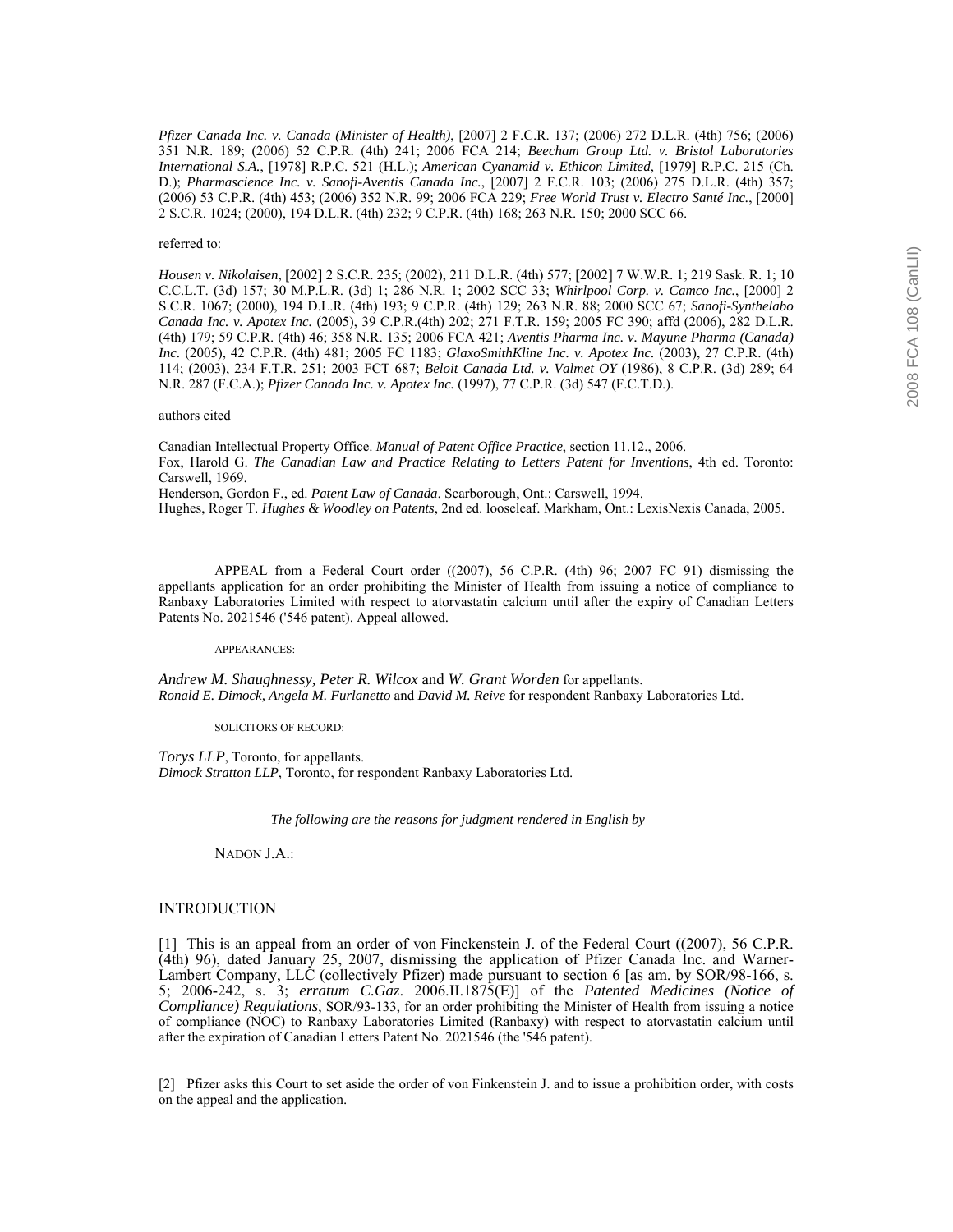*Pfizer Canada Inc. v. Canada (Minister of Health)*, [2007] 2 F.C.R. 137; (2006) 272 D.L.R. (4th) 756; (2006) 351 N.R. 189; (2006) 52 C.P.R. (4th) 241; 2006 FCA 214; *Beecham Group Ltd. v. Bristol Laboratories International S.A.*, [1978] R.P.C. 521 (H.L.); *American Cyanamid v. Ethicon Limited*, [1979] R.P.C. 215 (Ch. D.); *Pharmascience Inc. v. Sanofi-Aventis Canada Inc.*, [2007] 2 F.C.R. 103; (2006) 275 D.L.R. (4th) 357; (2006) 53 C.P.R. (4th) 453; (2006) 352 N.R. 99; 2006 FCA 229; *Free World Trust v. Electro Santé Inc.*, [2000] 2 S.C.R. 1024; (2000), 194 D.L.R. (4th) 232; 9 C.P.R. (4th) 168; 263 N.R. 150; 2000 SCC 66.

referred to:

*Housen v. Nikolaisen*, [2002] 2 S.C.R. 235; (2002), 211 D.L.R. (4th) 577; [2002] 7 W.W.R. 1; 219 Sask. R. 1; 10 C.C.L.T. (3d) 157; 30 M.P.L.R. (3d) 1; 286 N.R. 1; 2002 SCC 33; *Whirlpool Corp. v. Camco Inc.*, [2000] 2 S.C.R. 1067; (2000), 194 D.L.R. (4th) 193; 9 C.P.R. (4th) 129; 263 N.R. 88; 2000 SCC 67; *Sanofi-Synthelabo Canada Inc. v. Apotex Inc.* (2005), 39 C.P.R.(4th) 202; 271 F.T.R. 159; 2005 FC 390; affd (2006), 282 D.L.R. (4th) 179; 59 C.P.R. (4th) 46; 358 N.R. 135; 2006 FCA 421; *Aventis Pharma Inc. v. Mayune Pharma (Canada) Inc.* (2005), 42 C.P.R. (4th) 481; 2005 FC 1183; *GlaxoSmithKline Inc. v. Apotex Inc.* (2003), 27 C.P.R. (4th) 114; (2003), 234 F.T.R. 251; 2003 FCT 687; *Beloit Canada Ltd. v. Valmet OY* (1986), 8 C.P.R. (3d) 289; 64 N.R. 287 (F.C.A.); *Pfizer Canada Inc. v. Apotex Inc.* (1997), 77 C.P.R. (3d) 547 (F.C.T.D.).

authors cited

Canadian Intellectual Property Office. *Manual of Patent Office Practice*, section 11.12., 2006.
Fox, Harold G. *The Canadian Law and Practice Relating to Letters Patent for Inventions*, 4th ed. Toronto: Carswell, 1969.
Henderson, Gordon F., ed. *Patent Law of Canada*. Scarborough, Ont.: Carswell, 1994.
Hughes, Roger T. *Hughes & Woodley on Patents*, 2nd ed. looseleaf. Markham, Ont.: LexisNexis Canada, 2005.

APPEAL from a Federal Court order ((2007), 56 C.P.R. (4th) 96; 2007 FC 91) dismissing the appellants application for an order prohibiting the Minister of Health from issuing a notice of compliance to Ranbaxy Laboratories Limited with respect to atorvastatin calcium until after the expiry of Canadian Letters Patents No. 2021546 ('546 patent). Appeal allowed.

APPEARANCES:

*Andrew M. Shaughnessy, Peter R. Wilcox* and *W. Grant Worden* for appellants.
*Ronald E. Dimock, Angela M. Furlanetto* and *David M. Reive* for respondent Ranbaxy Laboratories Ltd.

SOLICITORS OF RECORD:

*Torys LLP*, Toronto, for appellants.
*Dimock Stratton LLP*, Toronto, for respondent Ranbaxy Laboratories Ltd.

*The following are the reasons for judgment rendered in English by*

NADON J.A.:

## INTRODUCTION

[1] This is an appeal from an order of von Finckenstein J. of the Federal Court ((2007), 56 C.P.R. (4th) 96), dated January 25, 2007, dismissing the application of Pfizer Canada Inc. and Warner-Lambert Company, LLC (collectively Pfizer) made pursuant to section 6 [as am. by SOR/98-166, s. 5; 2006-242, s. 3; *erratum C.Gaz*. 2006.II.1875(E)] of the *Patented Medicines (Notice of Compliance) Regulations*, SOR/93-133, for an order prohibiting the Minister of Health from issuing a notice of compliance (NOC) to Ranbaxy Laboratories Limited (Ranbaxy) with respect to atorvastatin calcium until after the expiration of Canadian Letters Patent No. 2021546 (the '546 patent).

[2] Pfizer asks this Court to set aside the order of von Finkenstein J. and to issue a prohibition order, with costs on the appeal and the application.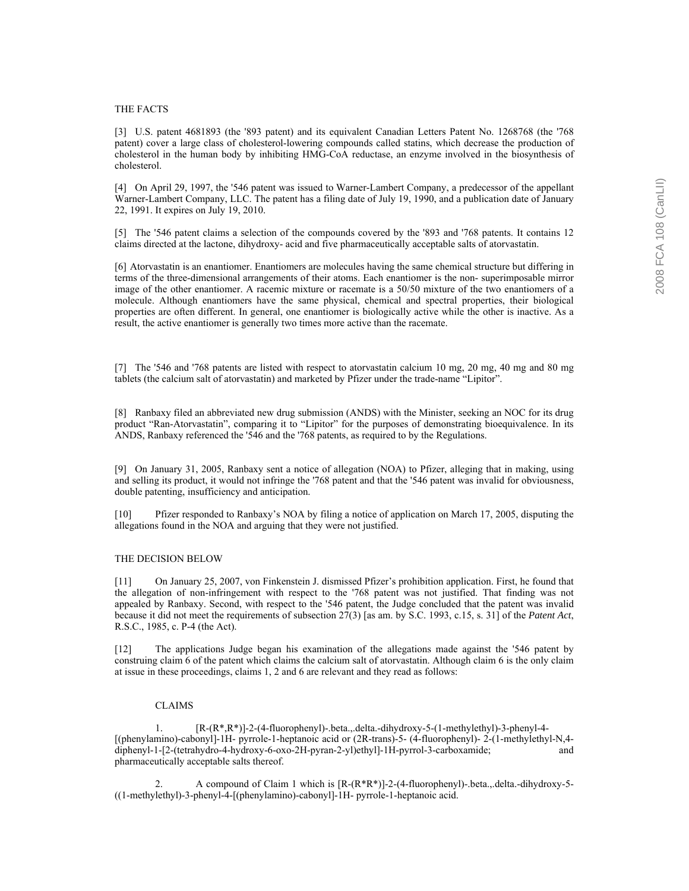THE FACTS

[3] U.S. patent 4681893 (the '893 patent) and its equivalent Canadian Letters Patent No. 1268768 (the '768 patent) cover a large class of cholesterol-lowering compounds called statins, which decrease the production of cholesterol in the human body by inhibiting HMG-CoA reductase, an enzyme involved in the biosynthesis of cholesterol.

[4] On April 29, 1997, the '546 patent was issued to Warner-Lambert Company, a predecessor of the appellant Warner-Lambert Company, LLC. The patent has a filing date of July 19, 1990, and a publication date of January 22, 1991. It expires on July 19, 2010.

[5] The '546 patent claims a selection of the compounds covered by the '893 and '768 patents. It contains 12 claims directed at the lactone, dihydroxy- acid and five pharmaceutically acceptable salts of atorvastatin.

[6] Atorvastatin is an enantiomer. Enantiomers are molecules having the same chemical structure but differing in terms of the three-dimensional arrangements of their atoms. Each enantiomer is the non- superimposable mirror image of the other enantiomer. A racemic mixture or racemate is a 50/50 mixture of the two enantiomers of a molecule. Although enantiomers have the same physical, chemical and spectral properties, their biological properties are often different. In general, one enantiomer is biologically active while the other is inactive. As a result, the active enantiomer is generally two times more active than the racemate.

[7] The '546 and '768 patents are listed with respect to atorvastatin calcium 10 mg, 20 mg, 40 mg and 80 mg tablets (the calcium salt of atorvastatin) and marketed by Pfizer under the trade-name "Lipitor".

[8] Ranbaxy filed an abbreviated new drug submission (ANDS) with the Minister, seeking an NOC for its drug product "Ran-Atorvastatin", comparing it to "Lipitor" for the purposes of demonstrating bioequivalence. In its ANDS, Ranbaxy referenced the '546 and the '768 patents, as required to by the Regulations.

[9] On January 31, 2005, Ranbaxy sent a notice of allegation (NOA) to Pfizer, alleging that in making, using and selling its product, it would not infringe the '768 patent and that the '546 patent was invalid for obviousness, double patenting, insufficiency and anticipation.

[10] Pfizer responded to Ranbaxy's NOA by filing a notice of application on March 17, 2005, disputing the allegations found in the NOA and arguing that they were not justified.

THE DECISION BELOW

[11] On January 25, 2007, von Finkenstein J. dismissed Pfizer's prohibition application. First, he found that the allegation of non-infringement with respect to the '768 patent was not justified. That finding was not appealed by Ranbaxy. Second, with respect to the '546 patent, the Judge concluded that the patent was invalid because it did not meet the requirements of subsection 27(3) [as am. by S.C. 1993, c.15, s. 31] of the *Patent Act*, R.S.C., 1985, c. P-4 (the Act).

[12] The applications Judge began his examination of the allegations made against the '546 patent by construing claim 6 of the patent which claims the calcium salt of atorvastatin. Although claim 6 is the only claim at issue in these proceedings, claims 1, 2 and 6 are relevant and they read as follows:

CLAIMS

1. [R-(R*,R*)]-2-(4-fluorophenyl)-.beta.,.delta.-dihydroxy-5-(1-methylethyl)-3-phenyl-4-[(phenylamino)-cabonyl]-1H- pyrrole-1-heptanoic acid or (2R-trans)-5- (4-fluorophenyl)- 2-(1-methylethyl-N,4-diphenyl-1-[2-(tetrahydro-4-hydroxy-6-oxo-2H-pyran-2-yl)ethyl]-1H-pyrrol-3-carboxamide; and pharmaceutically acceptable salts thereof.

2. A compound of Claim 1 which is [R-(R*R*)]-2-(4-fluorophenyl)-.beta.,.delta.-dihydroxy-5-((1-methylethyl)-3-phenyl-4-[(phenylamino)-cabonyl]-1H- pyrrole-1-heptanoic acid.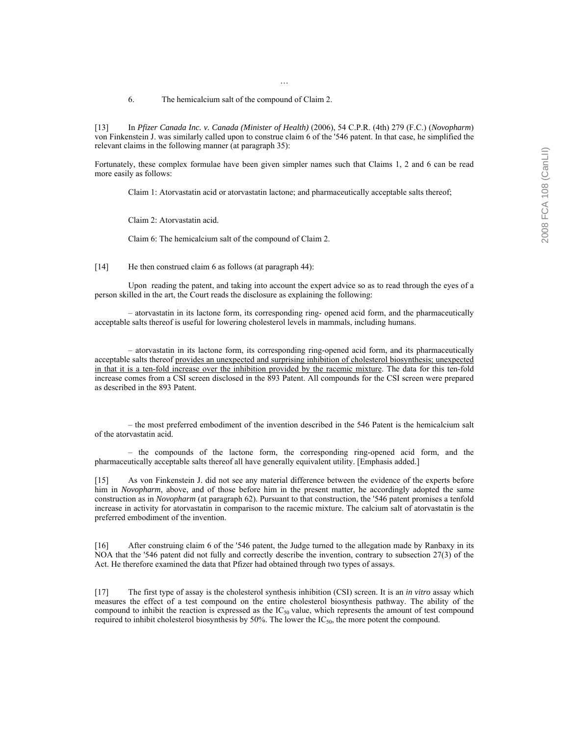…

6. The hemicalcium salt of the compound of Claim 2.

[13] In *Pfizer Canada Inc. v. Canada (Minister of Health)* (2006), 54 C.P.R. (4th) 279 (F.C.) (*Novopharm*) von Finkenstein J. was similarly called upon to construe claim 6 of the '546 patent. In that case, he simplified the relevant claims in the following manner (at paragraph 35):

Fortunately, these complex formulae have been given simpler names such that Claims 1, 2 and 6 can be read more easily as follows:

> Claim 1: Atorvastatin acid or atorvastatin lactone; and pharmaceutically acceptable salts thereof;
>
> Claim 2: Atorvastatin acid.
>
> Claim 6: The hemicalcium salt of the compound of Claim 2.

[14] He then construed claim 6 as follows (at paragraph 44):

Upon reading the patent, and taking into account the expert advice so as to read through the eyes of a person skilled in the art, the Court reads the disclosure as explaining the following:

– atorvastatin in its lactone form, its corresponding ring- opened acid form, and the pharmaceutically acceptable salts thereof is useful for lowering cholesterol levels in mammals, including humans.

– atorvastatin in its lactone form, its corresponding ring-opened acid form, and its pharmaceutically acceptable salts thereof provides an unexpected and surprising inhibition of cholesterol biosynthesis; unexpected in that it is a ten-fold increase over the inhibition provided by the racemic mixture. The data for this ten-fold increase comes from a CSI screen disclosed in the 893 Patent. All compounds for the CSI screen were prepared as described in the 893 Patent.

– the most preferred embodiment of the invention described in the 546 Patent is the hemicalcium salt of the atorvastatin acid.

– the compounds of the lactone form, the corresponding ring-opened acid form, and the pharmaceutically acceptable salts thereof all have generally equivalent utility. [Emphasis added.]

[15] As von Finkenstein J. did not see any material difference between the evidence of the experts before him in *Novopharm*, above, and of those before him in the present matter, he accordingly adopted the same construction as in *Novopharm* (at paragraph 62). Pursuant to that construction, the '546 patent promises a tenfold increase in activity for atorvastatin in comparison to the racemic mixture. The calcium salt of atorvastatin is the preferred embodiment of the invention.

[16] After construing claim 6 of the '546 patent, the Judge turned to the allegation made by Ranbaxy in its NOA that the '546 patent did not fully and correctly describe the invention, contrary to subsection 27(3) of the Act. He therefore examined the data that Pfizer had obtained through two types of assays.

[17] The first type of assay is the cholesterol synthesis inhibition (CSI) screen. It is an *in vitro* assay which measures the effect of a test compound on the entire cholesterol biosynthesis pathway. The ability of the compound to inhibit the reaction is expressed as the $IC_{50}$ value, which represents the amount of test compound required to inhibit cholesterol biosynthesis by 50%. The lower the $IC_{50}$, the more potent the compound.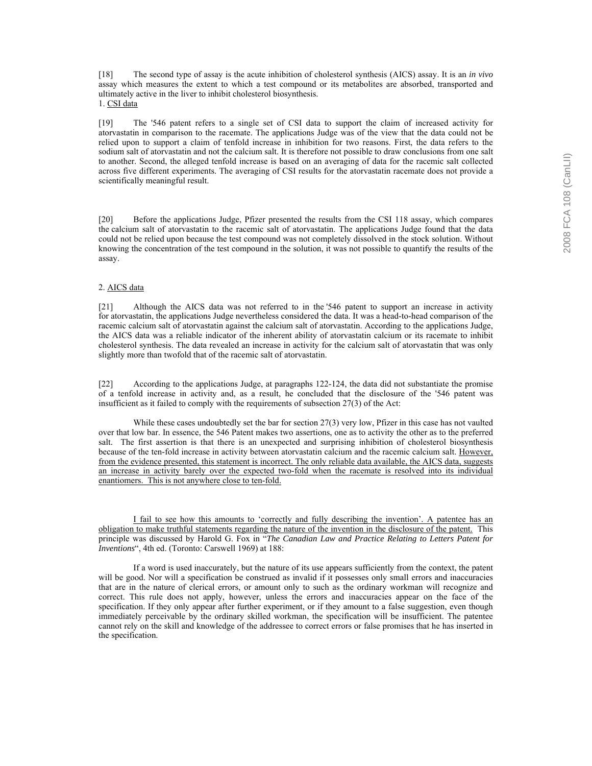[18] The second type of assay is the acute inhibition of cholesterol synthesis (AICS) assay. It is an *in vivo* assay which measures the extent to which a test compound or its metabolites are absorbed, transported and ultimately active in the liver to inhibit cholesterol biosynthesis.

1. <u>CSI data</u>

[19] The '546 patent refers to a single set of CSI data to support the claim of increased activity for atorvastatin in comparison to the racemate. The applications Judge was of the view that the data could not be relied upon to support a claim of tenfold increase in inhibition for two reasons. First, the data refers to the sodium salt of atorvastatin and not the calcium salt. It is therefore not possible to draw conclusions from one salt to another. Second, the alleged tenfold increase is based on an averaging of data for the racemic salt collected across five different experiments. The averaging of CSI results for the atorvastatin racemate does not provide a scientifically meaningful result.

[20] Before the applications Judge, Pfizer presented the results from the CSI 118 assay, which compares the calcium salt of atorvastatin to the racemic salt of atorvastatin. The applications Judge found that the data could not be relied upon because the test compound was not completely dissolved in the stock solution. Without knowing the concentration of the test compound in the solution, it was not possible to quantify the results of the assay.

2. <u>AICS data</u>

[21] Although the AICS data was not referred to in the '546 patent to support an increase in activity for atorvastatin, the applications Judge nevertheless considered the data. It was a head-to-head comparison of the racemic calcium salt of atorvastatin against the calcium salt of atorvastatin. According to the applications Judge, the AICS data was a reliable indicator of the inherent ability of atorvastatin calcium or its racemate to inhibit cholesterol synthesis. The data revealed an increase in activity for the calcium salt of atorvastatin that was only slightly more than twofold that of the racemic salt of atorvastatin.

[22] According to the applications Judge, at paragraphs 122-124, the data did not substantiate the promise of a tenfold increase in activity and, as a result, he concluded that the disclosure of the '546 patent was insufficient as it failed to comply with the requirements of subsection 27(3) of the Act:

> While these cases undoubtedly set the bar for section 27(3) very low, Pfizer in this case has not vaulted over that low bar. In essence, the 546 Patent makes two assertions, one as to activity the other as to the preferred salt. The first assertion is that there is an unexpected and surprising inhibition of cholesterol biosynthesis because of the ten-fold increase in activity between atorvastatin calcium and the racemic calcium salt. <u>However, from the evidence presented, this statement is incorrect. The only reliable data available, the AICS data, suggests an increase in activity barely over the expected two-fold when the racemate is resolved into its individual enantiomers. This is not anywhere close to ten-fold.</u>
>
> <u>I fail to see how this amounts to 'correctly and fully describing the invention'. A patentee has an obligation to make truthful statements regarding the nature of the invention in the disclosure of the patent.</u> This principle was discussed by Harold G. Fox in "*The Canadian Law and Practice Relating to Letters Patent for Inventions*", 4th ed. (Toronto: Carswell 1969) at 188:
>
> If a word is used inaccurately, but the nature of its use appears sufficiently from the context, the patent will be good. Nor will a specification be construed as invalid if it possesses only small errors and inaccuracies that are in the nature of clerical errors, or amount only to such as the ordinary workman will recognize and correct. This rule does not apply, however, unless the errors and inaccuracies appear on the face of the specification. If they only appear after further experiment, or if they amount to a false suggestion, even though immediately perceivable by the ordinary skilled workman, the specification will be insufficient. The patentee cannot rely on the skill and knowledge of the addressee to correct errors or false promises that he has inserted in the specification.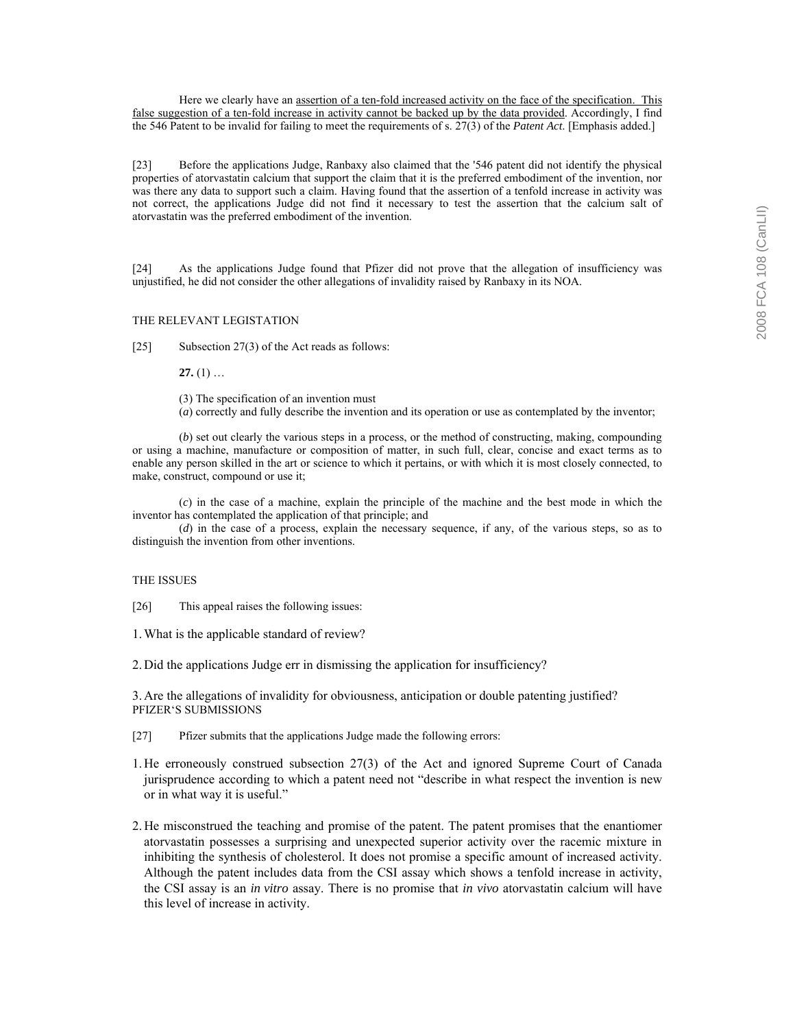Here we clearly have an <u>assertion of a ten-fold increased activity on the face of the specification. This false suggestion of a ten-fold increase in activity cannot be backed up by the data provided</u>. Accordingly, I find the 546 Patent to be invalid for failing to meet the requirements of s. 27(3) of the *Patent Act*. [Emphasis added.]

[23] Before the applications Judge, Ranbaxy also claimed that the '546 patent did not identify the physical properties of atorvastatin calcium that support the claim that it is the preferred embodiment of the invention, nor was there any data to support such a claim. Having found that the assertion of a tenfold increase in activity was not correct, the applications Judge did not find it necessary to test the assertion that the calcium salt of atorvastatin was the preferred embodiment of the invention.

[24] As the applications Judge found that Pfizer did not prove that the allegation of insufficiency was unjustified, he did not consider the other allegations of invalidity raised by Ranbaxy in its NOA.

THE RELEVANT LEGISTATION

[25] Subsection 27(3) of the Act reads as follows:

**27.** (1) …

(3) The specification of an invention must

(*a*) correctly and fully describe the invention and its operation or use as contemplated by the inventor;

(*b*) set out clearly the various steps in a process, or the method of constructing, making, compounding or using a machine, manufacture or composition of matter, in such full, clear, concise and exact terms as to enable any person skilled in the art or science to which it pertains, or with which it is most closely connected, to make, construct, compound or use it;

(*c*) in the case of a machine, explain the principle of the machine and the best mode in which the inventor has contemplated the application of that principle; and

(*d*) in the case of a process, explain the necessary sequence, if any, of the various steps, so as to distinguish the invention from other inventions.

THE ISSUES

[26] This appeal raises the following issues:

1. What is the applicable standard of review?

2. Did the applications Judge err in dismissing the application for insufficiency?

3. Are the allegations of invalidity for obviousness, anticipation or double patenting justified?

PFIZER'S SUBMISSIONS

[27] Pfizer submits that the applications Judge made the following errors:

1. He erroneously construed subsection 27(3) of the Act and ignored Supreme Court of Canada jurisprudence according to which a patent need not "describe in what respect the invention is new or in what way it is useful."

2. He misconstrued the teaching and promise of the patent. The patent promises that the enantiomer atorvastatin possesses a surprising and unexpected superior activity over the racemic mixture in inhibiting the synthesis of cholesterol. It does not promise a specific amount of increased activity. Although the patent includes data from the CSI assay which shows a tenfold increase in activity, the CSI assay is an *in vitro* assay. There is no promise that *in vivo* atorvastatin calcium will have this level of increase in activity.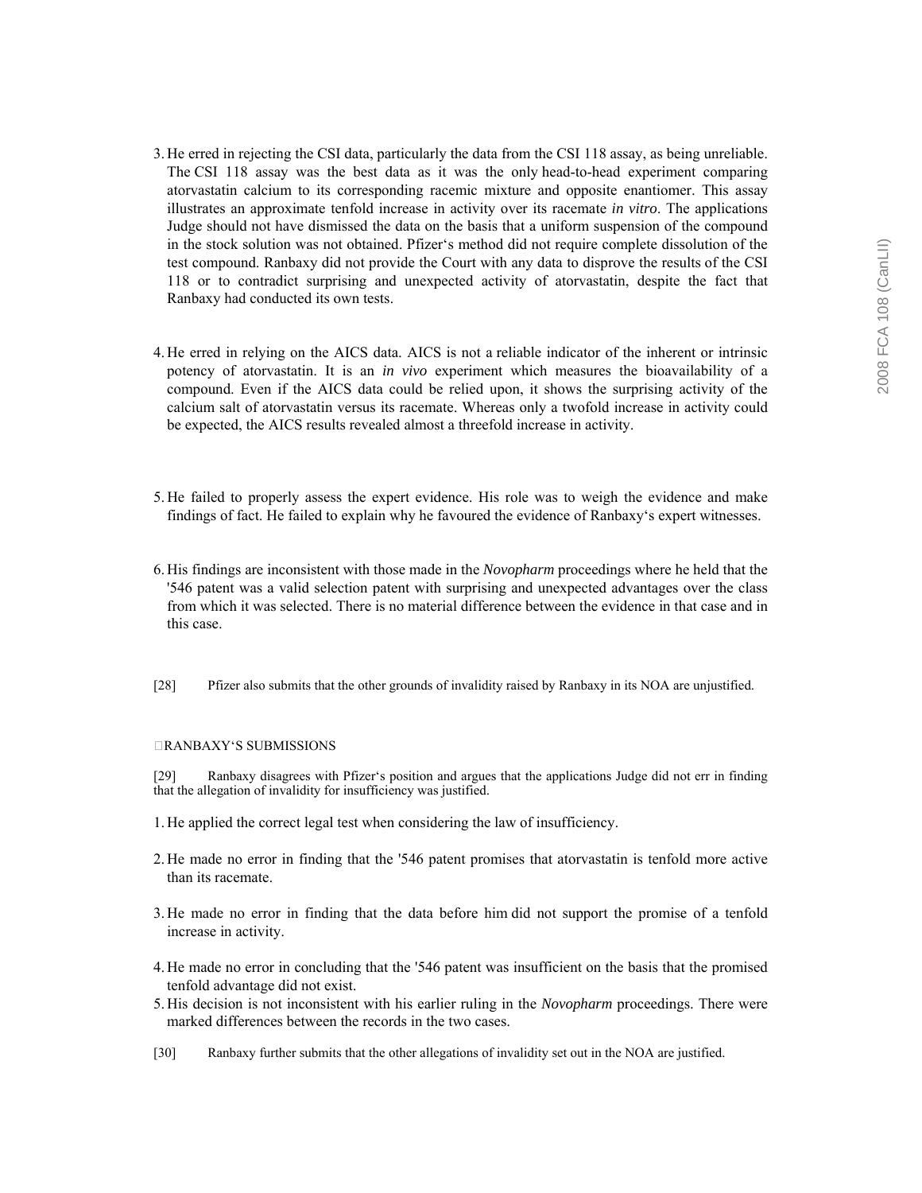3. He erred in rejecting the CSI data, particularly the data from the CSI 118 assay, as being unreliable. The CSI 118 assay was the best data as it was the only head-to-head experiment comparing atorvastatin calcium to its corresponding racemic mixture and opposite enantiomer. This assay illustrates an approximate tenfold increase in activity over its racemate *in vitro*. The applications Judge should not have dismissed the data on the basis that a uniform suspension of the compound in the stock solution was not obtained. Pfizer's method did not require complete dissolution of the test compound. Ranbaxy did not provide the Court with any data to disprove the results of the CSI 118 or to contradict surprising and unexpected activity of atorvastatin, despite the fact that Ranbaxy had conducted its own tests.

4. He erred in relying on the AICS data. AICS is not a reliable indicator of the inherent or intrinsic potency of atorvastatin. It is an *in vivo* experiment which measures the bioavailability of a compound. Even if the AICS data could be relied upon, it shows the surprising activity of the calcium salt of atorvastatin versus its racemate. Whereas only a twofold increase in activity could be expected, the AICS results revealed almost a threefold increase in activity.

5. He failed to properly assess the expert evidence. His role was to weigh the evidence and make findings of fact. He failed to explain why he favoured the evidence of Ranbaxy's expert witnesses.

6. His findings are inconsistent with those made in the *Novopharm* proceedings where he held that the '546 patent was a valid selection patent with surprising and unexpected advantages over the class from which it was selected. There is no material difference between the evidence in that case and in this case.

[28] Pfizer also submits that the other grounds of invalidity raised by Ranbaxy in its NOA are unjustified.

RANBAXY'S SUBMISSIONS

[29] Ranbaxy disagrees with Pfizer's position and argues that the applications Judge did not err in finding that the allegation of invalidity for insufficiency was justified.

1. He applied the correct legal test when considering the law of insufficiency.

2. He made no error in finding that the '546 patent promises that atorvastatin is tenfold more active than its racemate.

3. He made no error in finding that the data before him did not support the promise of a tenfold increase in activity.

4. He made no error in concluding that the '546 patent was insufficient on the basis that the promised tenfold advantage did not exist.
5. His decision is not inconsistent with his earlier ruling in the *Novopharm* proceedings. There were marked differences between the records in the two cases.

[30] Ranbaxy further submits that the other allegations of invalidity set out in the NOA are justified.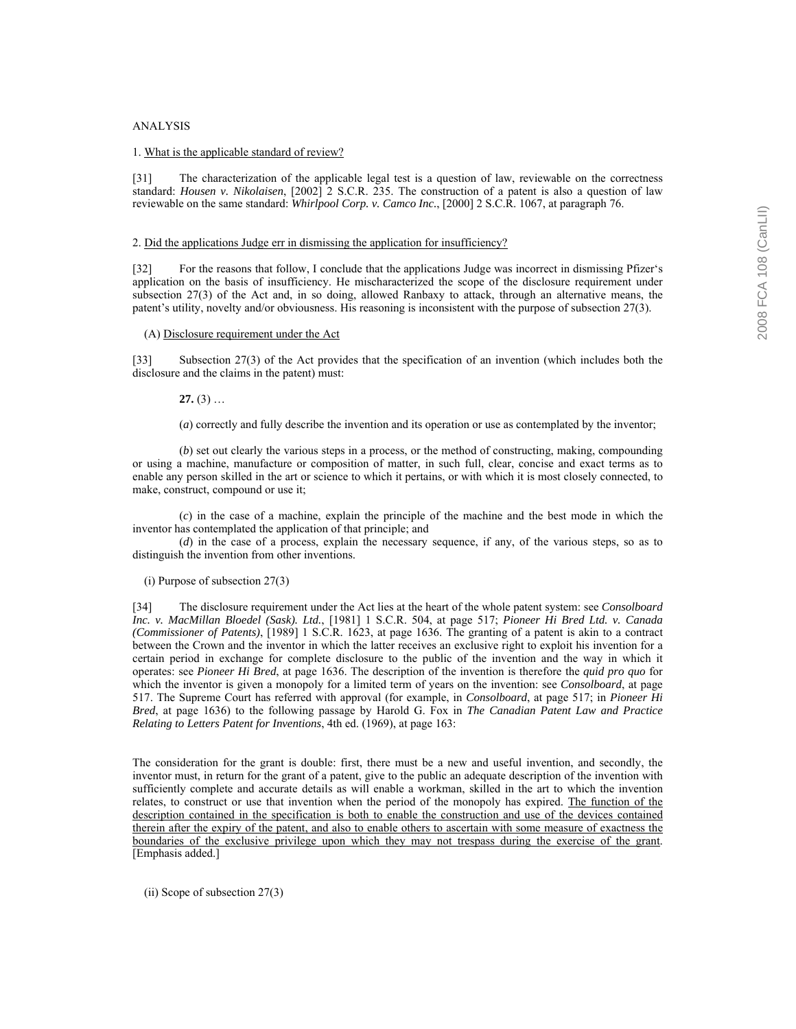ANALYSIS

1. <u>What is the applicable standard of review?</u>

[31] The characterization of the applicable legal test is a question of law, reviewable on the correctness standard: *Housen v. Nikolaisen*, [2002] 2 S.C.R. 235. The construction of a patent is also a question of law reviewable on the same standard: *Whirlpool Corp. v. Camco Inc.*, [2000] 2 S.C.R. 1067, at paragraph 76.

2. <u>Did the applications Judge err in dismissing the application for insufficiency?</u>

[32] For the reasons that follow, I conclude that the applications Judge was incorrect in dismissing Pfizer's application on the basis of insufficiency. He mischaracterized the scope of the disclosure requirement under subsection 27(3) of the Act and, in so doing, allowed Ranbaxy to attack, through an alternative means, the patent's utility, novelty and/or obviousness. His reasoning is inconsistent with the purpose of subsection 27(3).

(A) <u>Disclosure requirement under the Act</u>

[33] Subsection 27(3) of the Act provides that the specification of an invention (which includes both the disclosure and the claims in the patent) must:

> **27.** (3) …
>
> (*a*) correctly and fully describe the invention and its operation or use as contemplated by the inventor;
>
> (*b*) set out clearly the various steps in a process, or the method of constructing, making, compounding or using a machine, manufacture or composition of matter, in such full, clear, concise and exact terms as to enable any person skilled in the art or science to which it pertains, or with which it is most closely connected, to make, construct, compound or use it;
>
> (*c*) in the case of a machine, explain the principle of the machine and the best mode in which the inventor has contemplated the application of that principle; and
>
> (*d*) in the case of a process, explain the necessary sequence, if any, of the various steps, so as to distinguish the invention from other inventions.

(i) Purpose of subsection 27(3)

[34] The disclosure requirement under the Act lies at the heart of the whole patent system: see *Consolboard Inc. v. MacMillan Bloedel (Sask). Ltd.*, [1981] 1 S.C.R. 504, at page 517; *Pioneer Hi Bred Ltd. v. Canada (Commissioner of Patents)*, [1989] 1 S.C.R. 1623, at page 1636. The granting of a patent is akin to a contract between the Crown and the inventor in which the latter receives an exclusive right to exploit his invention for a certain period in exchange for complete disclosure to the public of the invention and the way in which it operates: see *Pioneer Hi Bred*, at page 1636. The description of the invention is therefore the *quid pro quo* for which the inventor is given a monopoly for a limited term of years on the invention: see *Consolboard*, at page 517. The Supreme Court has referred with approval (for example, in *Consolboard*, at page 517; in *Pioneer Hi Bred*, at page 1636) to the following passage by Harold G. Fox in *The Canadian Patent Law and Practice Relating to Letters Patent for Inventions*, 4th ed. (1969), at page 163:

> The consideration for the grant is double: first, there must be a new and useful invention, and secondly, the inventor must, in return for the grant of a patent, give to the public an adequate description of the invention with sufficiently complete and accurate details as will enable a workman, skilled in the art to which the invention relates, to construct or use that invention when the period of the monopoly has expired. <u>The function of the description contained in the specification is both to enable the construction and use of the devices contained therein after the expiry of the patent, and also to enable others to ascertain with some measure of exactness the boundaries of the exclusive privilege upon which they may not trespass during the exercise of the grant</u>. [Emphasis added.]

(ii) Scope of subsection 27(3)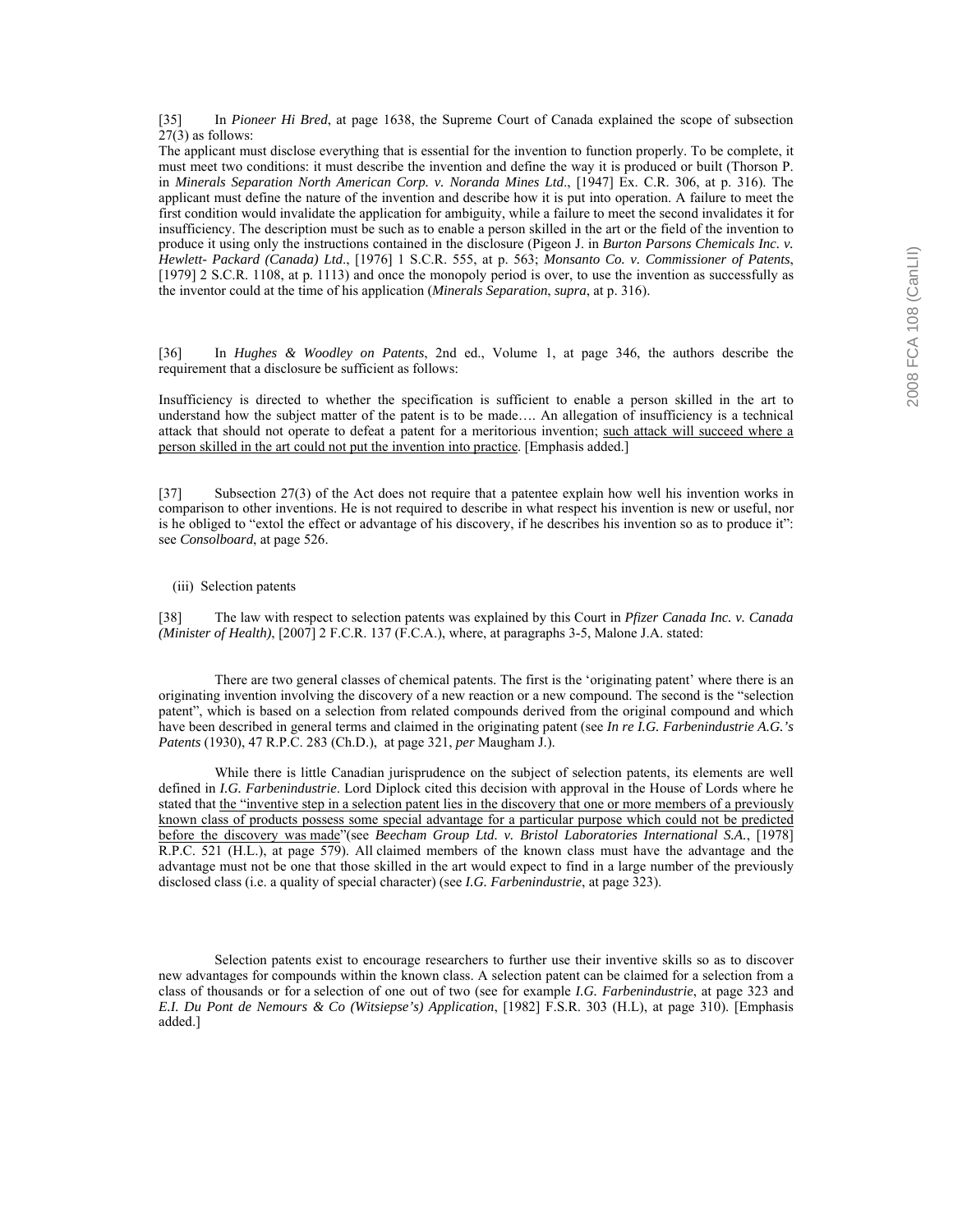[35] In *Pioneer Hi Bred*, at page 1638, the Supreme Court of Canada explained the scope of subsection 27(3) as follows:

The applicant must disclose everything that is essential for the invention to function properly. To be complete, it must meet two conditions: it must describe the invention and define the way it is produced or built (Thorson P. in *Minerals Separation North American Corp. v. Noranda Mines Ltd*., [1947] Ex. C.R. 306, at p. 316). The applicant must define the nature of the invention and describe how it is put into operation. A failure to meet the first condition would invalidate the application for ambiguity, while a failure to meet the second invalidates it for insufficiency. The description must be such as to enable a person skilled in the art or the field of the invention to produce it using only the instructions contained in the disclosure (Pigeon J. in *Burton Parsons Chemicals Inc. v. Hewlett- Packard (Canada) Ltd*., [1976] 1 S.C.R. 555, at p. 563; *Monsanto Co. v. Commissioner of Patents*, [1979] 2 S.C.R. 1108, at p. 1113) and once the monopoly period is over, to use the invention as successfully as the inventor could at the time of his application (*Minerals Separation*, *supra*, at p. 316).

[36] In *Hughes & Woodley on Patents*, 2nd ed., Volume 1, at page 346, the authors describe the requirement that a disclosure be sufficient as follows:

Insufficiency is directed to whether the specification is sufficient to enable a person skilled in the art to understand how the subject matter of the patent is to be made…. An allegation of insufficiency is a technical attack that should not operate to defeat a patent for a meritorious invention; <u>such attack will succeed where a person skilled in the art could not put the invention into practice</u>. [Emphasis added.]

[37] Subsection 27(3) of the Act does not require that a patentee explain how well his invention works in comparison to other inventions. He is not required to describe in what respect his invention is new or useful, nor is he obliged to "extol the effect or advantage of his discovery, if he describes his invention so as to produce it": see *Consolboard*, at page 526.

(iii) Selection patents

[38] The law with respect to selection patents was explained by this Court in *Pfizer Canada Inc. v. Canada (Minister of Health)*, [2007] 2 F.C.R. 137 (F.C.A.), where, at paragraphs 3-5, Malone J.A. stated:

There are two general classes of chemical patents. The first is the 'originating patent' where there is an originating invention involving the discovery of a new reaction or a new compound. The second is the "selection patent", which is based on a selection from related compounds derived from the original compound and which have been described in general terms and claimed in the originating patent (see *In re I.G. Farbenindustrie A.G.'s Patents* (1930), 47 R.P.C. 283 (Ch.D.), at page 321, *per* Maugham J.).

While there is little Canadian jurisprudence on the subject of selection patents, its elements are well defined in *I.G. Farbenindustrie*. Lord Diplock cited this decision with approval in the House of Lords where he stated that <u>the "inventive step in a selection patent lies in the discovery that one or more members of a previously known class of products possess some special advantage for a particular purpose which could not be predicted before the discovery was made</u>"(see *Beecham Group Ltd. v. Bristol Laboratories International S.A.*, [1978] R.P.C. 521 (H.L.), at page 579). All claimed members of the known class must have the advantage and the advantage must not be one that those skilled in the art would expect to find in a large number of the previously disclosed class (i.e. a quality of special character) (see *I.G. Farbenindustrie*, at page 323).

Selection patents exist to encourage researchers to further use their inventive skills so as to discover new advantages for compounds within the known class. A selection patent can be claimed for a selection from a class of thousands or for a selection of one out of two (see for example *I.G. Farbenindustrie*, at page 323 and *E.I. Du Pont de Nemours & Co (Witsiepse's) Application*, [1982] F.S.R. 303 (H.L), at page 310). [Emphasis added.]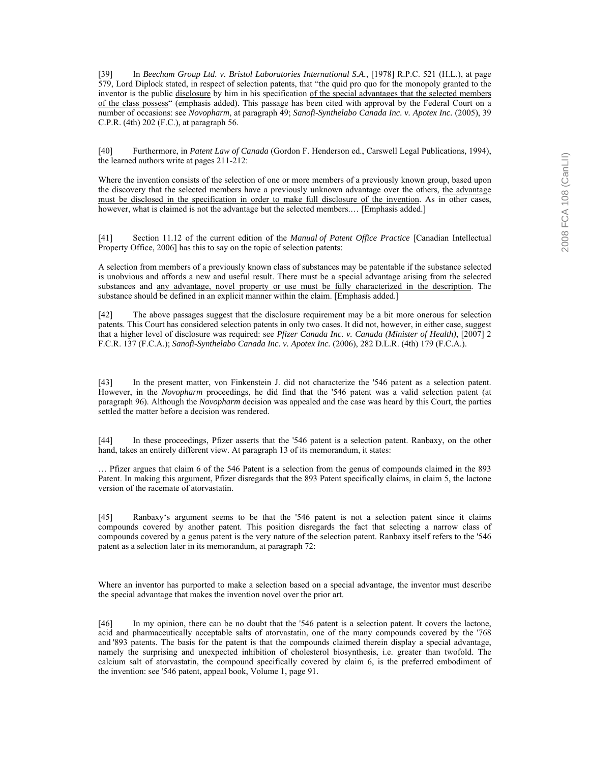[39] In *Beecham Group Ltd. v. Bristol Laboratories International S.A.*, [1978] R.P.C. 521 (H.L.), at page 579, Lord Diplock stated, in respect of selection patents, that "the quid pro quo for the monopoly granted to the inventor is the public disclosure by him in his specification of the special advantages that the selected members of the class possess" (emphasis added). This passage has been cited with approval by the Federal Court on a number of occasions: see *Novopharm*, at paragraph 49; *Sanofi-Synthelabo Canada Inc. v. Apotex Inc.* (2005), 39 C.P.R. (4th) 202 (F.C.), at paragraph 56.

[40] Furthermore, in *Patent Law of Canada* (Gordon F. Henderson ed., Carswell Legal Publications, 1994), the learned authors write at pages 211-212:

Where the invention consists of the selection of one or more members of a previously known group, based upon the discovery that the selected members have a previously unknown advantage over the others, the advantage must be disclosed in the specification in order to make full disclosure of the invention. As in other cases, however, what is claimed is not the advantage but the selected members.… [Emphasis added.]

[41] Section 11.12 of the current edition of the *Manual of Patent Office Practice* [Canadian Intellectual Property Office, 2006] has this to say on the topic of selection patents:

A selection from members of a previously known class of substances may be patentable if the substance selected is unobvious and affords a new and useful result. There must be a special advantage arising from the selected substances and any advantage, novel property or use must be fully characterized in the description. The substance should be defined in an explicit manner within the claim. [Emphasis added.]

[42] The above passages suggest that the disclosure requirement may be a bit more onerous for selection patents. This Court has considered selection patents in only two cases. It did not, however, in either case, suggest that a higher level of disclosure was required: see *Pfizer Canada Inc. v. Canada (Minister of Health)*, [2007] 2 F.C.R. 137 (F.C.A.); *Sanofi-Synthelabo Canada Inc. v. Apotex Inc.* (2006), 282 D.L.R. (4th) 179 (F.C.A.).

[43] In the present matter, von Finkenstein J. did not characterize the '546 patent as a selection patent. However, in the *Novopharm* proceedings, he did find that the '546 patent was a valid selection patent (at paragraph 96). Although the *Novopharm* decision was appealed and the case was heard by this Court, the parties settled the matter before a decision was rendered.

[44] In these proceedings, Pfizer asserts that the '546 patent is a selection patent. Ranbaxy, on the other hand, takes an entirely different view. At paragraph 13 of its memorandum, it states:

… Pfizer argues that claim 6 of the 546 Patent is a selection from the genus of compounds claimed in the 893 Patent. In making this argument, Pfizer disregards that the 893 Patent specifically claims, in claim 5, the lactone version of the racemate of atorvastatin.

[45] Ranbaxy's argument seems to be that the '546 patent is not a selection patent since it claims compounds covered by another patent. This position disregards the fact that selecting a narrow class of compounds covered by a genus patent is the very nature of the selection patent. Ranbaxy itself refers to the '546 patent as a selection later in its memorandum, at paragraph 72:

Where an inventor has purported to make a selection based on a special advantage, the inventor must describe the special advantage that makes the invention novel over the prior art.

[46] In my opinion, there can be no doubt that the '546 patent is a selection patent. It covers the lactone, acid and pharmaceutically acceptable salts of atorvastatin, one of the many compounds covered by the '768 and '893 patents. The basis for the patent is that the compounds claimed therein display a special advantage, namely the surprising and unexpected inhibition of cholesterol biosynthesis, i.e. greater than twofold. The calcium salt of atorvastatin, the compound specifically covered by claim 6, is the preferred embodiment of the invention: see '546 patent, appeal book, Volume 1, page 91.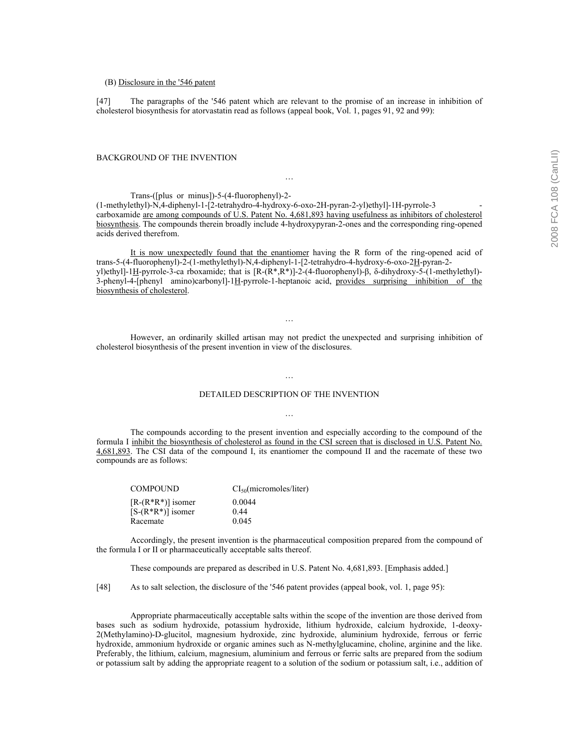(B) <u>Disclosure in the '546 patent</u>

[47] The paragraphs of the '546 patent which are relevant to the promise of an increase in inhibition of cholesterol biosynthesis for atorvastatin read as follows (appeal book, Vol. 1, pages 91, 92 and 99):

BACKGROUND OF THE INVENTION

…

Trans-([plus or minus])-5-(4-fluorophenyl)-2-(1-methylethyl)-N,4-diphenyl-1-[2-tetrahydro-4-hydroxy-6-oxo-2H-pyran-2-yl)ethyl]-1H-pyrrole-3-carboxamide <u>are among compounds of U.S. Patent No. 4,681,893 having usefulness as inhibitors of cholesterol biosynthesis</u>. The compounds therein broadly include 4-hydroxypyran-2-ones and the corresponding ring-opened acids derived therefrom.

<u>It is now unexpectedly found that the enantiomer</u> having the R form of the ring-opened acid of trans-5-(4-fluorophenyl)-2-(1-methylethyl)-N,4-diphenyl-1-[2-tetrahydro-4-hydroxy-6-oxo-2<u>H</u>-pyran-2-yl)ethyl]-1<u>H</u>-pyrrole-3-ca rboxamide; that is [R-(R*,R*)]-2-(4-fluorophenyl)-β, δ-dihydroxy-5-(1-methylethyl)-3-phenyl-4-[phenyl amino)carbonyl]-1<u>H</u>-pyrrole-1-heptanoic acid, <u>provides surprising inhibition of the biosynthesis of cholesterol</u>.

…

However, an ordinarily skilled artisan may not predict the unexpected and surprising inhibition of cholesterol biosynthesis of the present invention in view of the disclosures.

…

DETAILED DESCRIPTION OF THE INVENTION

…

The compounds according to the present invention and especially according to the compound of the formula I <u>inhibit the biosynthesis of cholesterol as found in the CSI screen that is disclosed in U.S. Patent No. 4,681,893</u>. The CSI data of the compound I, its enantiomer the compound II and the racemate of these two compounds are as follows:

| COMPOUND | $CI_{50}$(micromoles/liter) |
|---|---|
| [R-(R*R*)] isomer | 0.0044 |
| [S-(R*R*)] isomer | 0.44 |
| Racemate | 0.045 |

Accordingly, the present invention is the pharmaceutical composition prepared from the compound of the formula I or II or pharmaceutically acceptable salts thereof.

These compounds are prepared as described in U.S. Patent No. 4,681,893. [Emphasis added.]

[48] As to salt selection, the disclosure of the '546 patent provides (appeal book, vol. 1, page 95):

Appropriate pharmaceutically acceptable salts within the scope of the invention are those derived from bases such as sodium hydroxide, potassium hydroxide, lithium hydroxide, calcium hydroxide, 1-deoxy-2(Methylamino)-D-glucitol, magnesium hydroxide, zinc hydroxide, aluminium hydroxide, ferrous or ferric hydroxide, ammonium hydroxide or organic amines such as N-methylglucamine, choline, arginine and the like. Preferably, the lithium, calcium, magnesium, aluminium and ferrous or ferric salts are prepared from the sodium or potassium salt by adding the appropriate reagent to a solution of the sodium or potassium salt, i.e., addition of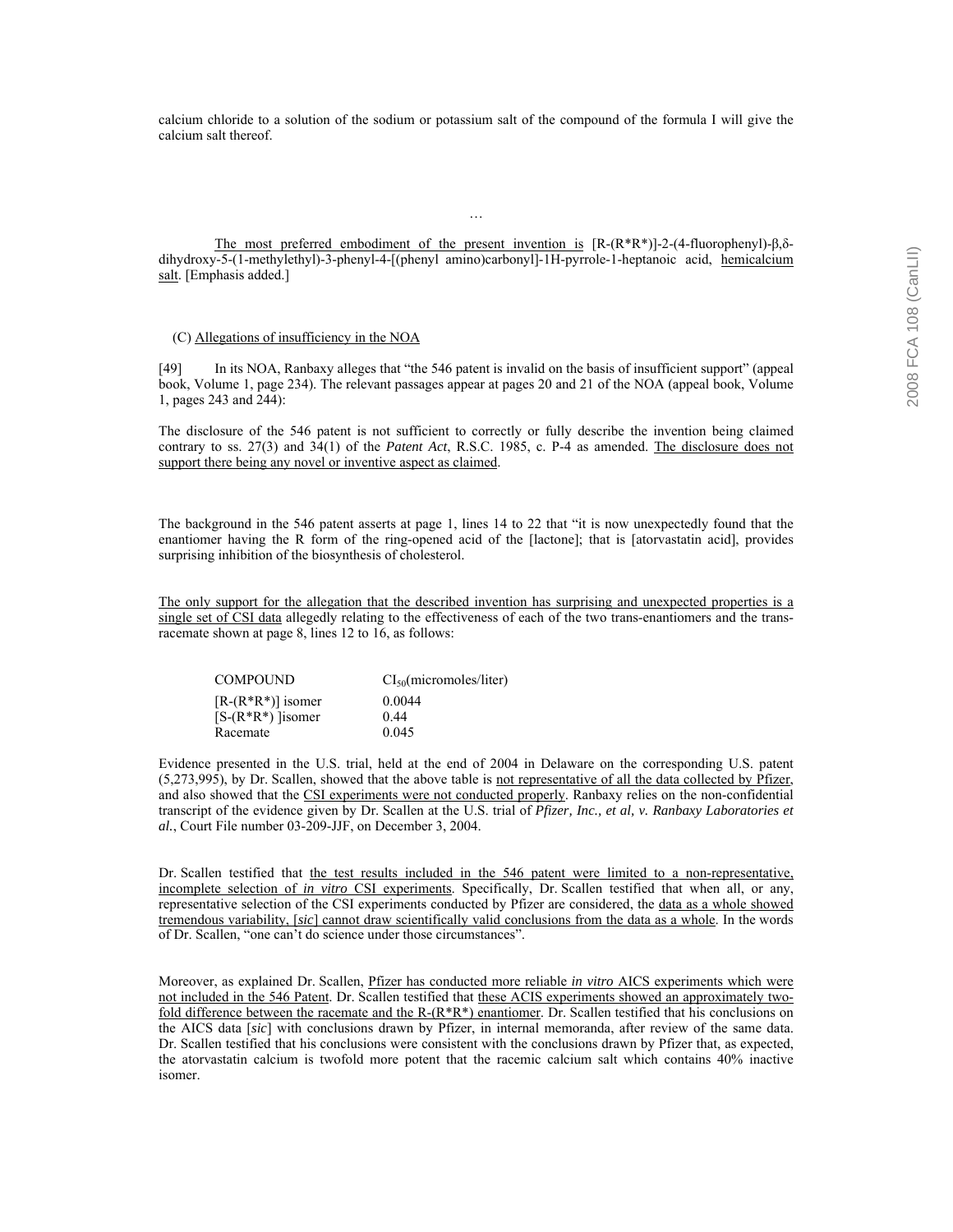calcium chloride to a solution of the sodium or potassium salt of the compound of the formula I will give the calcium salt thereof.

…

The most preferred embodiment of the present invention is [R-(R*R*)]-2-(4-fluorophenyl)-β,δ-dihydroxy-5-(1-methylethyl)-3-phenyl-4-[(phenyl amino)carbonyl]-1H-pyrrole-1-heptanoic acid, hemicalcium salt. [Emphasis added.]

(C) Allegations of insufficiency in the NOA

[49] In its NOA, Ranbaxy alleges that "the 546 patent is invalid on the basis of insufficient support" (appeal book, Volume 1, page 234). The relevant passages appear at pages 20 and 21 of the NOA (appeal book, Volume 1, pages 243 and 244):

The disclosure of the 546 patent is not sufficient to correctly or fully describe the invention being claimed contrary to ss. 27(3) and 34(1) of the *Patent Act*, R.S.C. 1985, c. P-4 as amended. The disclosure does not support there being any novel or inventive aspect as claimed.

The background in the 546 patent asserts at page 1, lines 14 to 22 that "it is now unexpectedly found that the enantiomer having the R form of the ring-opened acid of the [lactone]; that is [atorvastatin acid], provides surprising inhibition of the biosynthesis of cholesterol.

The only support for the allegation that the described invention has surprising and unexpected properties is a single set of CSI data allegedly relating to the effectiveness of each of the two trans-enantiomers and the trans-racemate shown at page 8, lines 12 to 16, as follows:

| COMPOUND | $CI_{50}$(micromoles/liter) |
|---|---|
| [R-(R*R*)] isomer | 0.0044 |
| [S-(R*R*) ]isomer | 0.44 |
| Racemate | 0.045 |

Evidence presented in the U.S. trial, held at the end of 2004 in Delaware on the corresponding U.S. patent (5,273,995), by Dr. Scallen, showed that the above table is not representative of all the data collected by Pfizer, and also showed that the CSI experiments were not conducted properly. Ranbaxy relies on the non-confidential transcript of the evidence given by Dr. Scallen at the U.S. trial of *Pfizer, Inc., et al, v. Ranbaxy Laboratories et al.*, Court File number 03-209-JJF, on December 3, 2004.

Dr. Scallen testified that the test results included in the 546 patent were limited to a non-representative, incomplete selection of *in vitro* CSI experiments. Specifically, Dr. Scallen testified that when all, or any, representative selection of the CSI experiments conducted by Pfizer are considered, the data as a whole showed tremendous variability, [*sic*] cannot draw scientifically valid conclusions from the data as a whole. In the words of Dr. Scallen, "one can't do science under those circumstances".

Moreover, as explained Dr. Scallen, Pfizer has conducted more reliable *in vitro* AICS experiments which were not included in the 546 Patent. Dr. Scallen testified that these ACIS experiments showed an approximately two-fold difference between the racemate and the R-(R*R*) enantiomer. Dr. Scallen testified that his conclusions on the AICS data [*sic*] with conclusions drawn by Pfizer, in internal memoranda, after review of the same data. Dr. Scallen testified that his conclusions were consistent with the conclusions drawn by Pfizer that, as expected, the atorvastatin calcium is twofold more potent that the racemic calcium salt which contains 40% inactive isomer.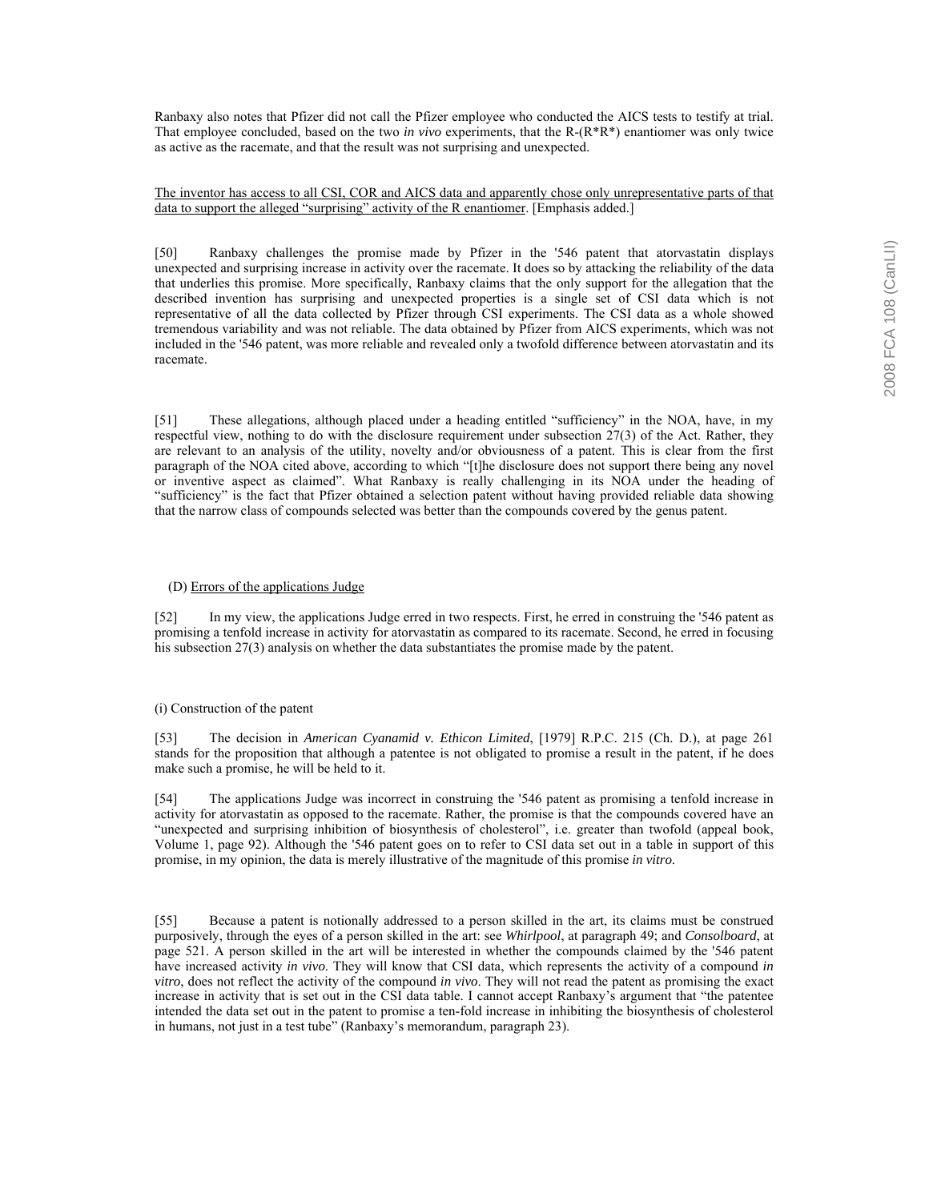Ranbaxy also notes that Pfizer did not call the Pfizer employee who conducted the AICS tests to testify at trial. That employee concluded, based on the two *in vivo* experiments, that the R-(R*R*) enantiomer was only twice as active as the racemate, and that the result was not surprising and unexpected.

<u>The inventor has access to all CSI, COR and AICS data and apparently chose only unrepresentative parts of that data to support the alleged "surprising" activity of the R enantiomer</u>. [Emphasis added.]

[50] Ranbaxy challenges the promise made by Pfizer in the '546 patent that atorvastatin displays unexpected and surprising increase in activity over the racemate. It does so by attacking the reliability of the data that underlies this promise. More specifically, Ranbaxy claims that the only support for the allegation that the described invention has surprising and unexpected properties is a single set of CSI data which is not representative of all the data collected by Pfizer through CSI experiments. The CSI data as a whole showed tremendous variability and was not reliable. The data obtained by Pfizer from AICS experiments, which was not included in the '546 patent, was more reliable and revealed only a twofold difference between atorvastatin and its racemate.

[51] These allegations, although placed under a heading entitled "sufficiency" in the NOA, have, in my respectful view, nothing to do with the disclosure requirement under subsection 27(3) of the Act. Rather, they are relevant to an analysis of the utility, novelty and/or obviousness of a patent. This is clear from the first paragraph of the NOA cited above, according to which "[t]he disclosure does not support there being any novel or inventive aspect as claimed". What Ranbaxy is really challenging in its NOA under the heading of "sufficiency" is the fact that Pfizer obtained a selection patent without having provided reliable data showing that the narrow class of compounds selected was better than the compounds covered by the genus patent.

(D) <u>Errors of the applications Judge</u>

[52] In my view, the applications Judge erred in two respects. First, he erred in construing the '546 patent as promising a tenfold increase in activity for atorvastatin as compared to its racemate. Second, he erred in focusing his subsection 27(3) analysis on whether the data substantiates the promise made by the patent.

(i) Construction of the patent

[53] The decision in *American Cyanamid v. Ethicon Limited*, [1979] R.P.C. 215 (Ch. D.), at page 261 stands for the proposition that although a patentee is not obligated to promise a result in the patent, if he does make such a promise, he will be held to it.

[54] The applications Judge was incorrect in construing the '546 patent as promising a tenfold increase in activity for atorvastatin as opposed to the racemate. Rather, the promise is that the compounds covered have an "unexpected and surprising inhibition of biosynthesis of cholesterol", i.e. greater than twofold (appeal book, Volume 1, page 92). Although the '546 patent goes on to refer to CSI data set out in a table in support of this promise, in my opinion, the data is merely illustrative of the magnitude of this promise *in vitro*.

[55] Because a patent is notionally addressed to a person skilled in the art, its claims must be construed purposively, through the eyes of a person skilled in the art: see *Whirlpool*, at paragraph 49; and *Consolboard*, at page 521. A person skilled in the art will be interested in whether the compounds claimed by the '546 patent have increased activity *in vivo*. They will know that CSI data, which represents the activity of a compound *in vitro*, does not reflect the activity of the compound *in vivo*. They will not read the patent as promising the exact increase in activity that is set out in the CSI data table. I cannot accept Ranbaxy's argument that "the patentee intended the data set out in the patent to promise a ten-fold increase in inhibiting the biosynthesis of cholesterol in humans, not just in a test tube" (Ranbaxy's memorandum, paragraph 23).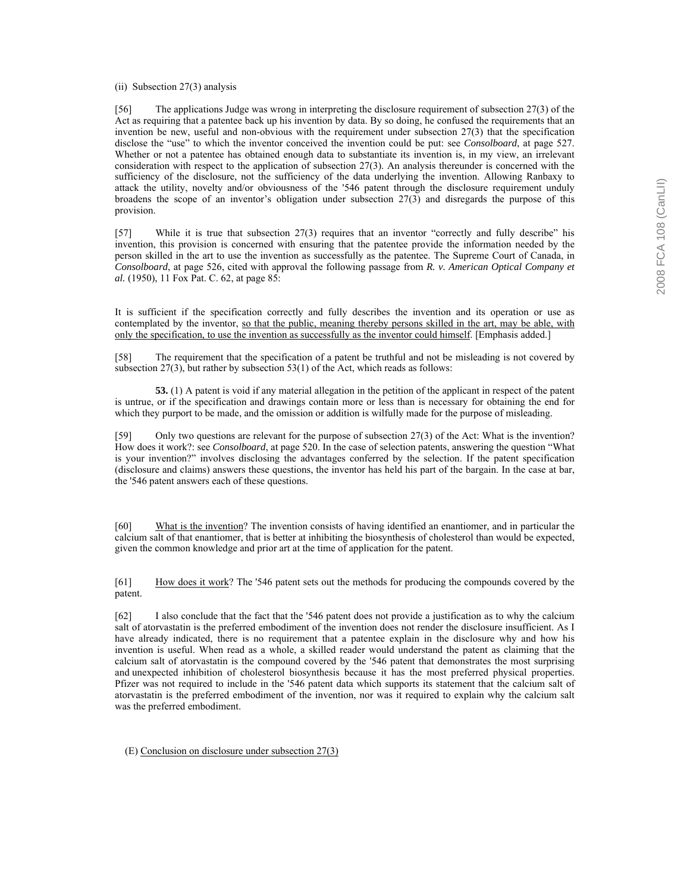(ii) Subsection 27(3) analysis

[56] The applications Judge was wrong in interpreting the disclosure requirement of subsection 27(3) of the Act as requiring that a patentee back up his invention by data. By so doing, he confused the requirements that an invention be new, useful and non-obvious with the requirement under subsection 27(3) that the specification disclose the "use" to which the inventor conceived the invention could be put: see *Consolboard*, at page 527. Whether or not a patentee has obtained enough data to substantiate its invention is, in my view, an irrelevant consideration with respect to the application of subsection 27(3). An analysis thereunder is concerned with the sufficiency of the disclosure, not the sufficiency of the data underlying the invention. Allowing Ranbaxy to attack the utility, novelty and/or obviousness of the '546 patent through the disclosure requirement unduly broadens the scope of an inventor's obligation under subsection 27(3) and disregards the purpose of this provision.

[57] While it is true that subsection 27(3) requires that an inventor "correctly and fully describe" his invention, this provision is concerned with ensuring that the patentee provide the information needed by the person skilled in the art to use the invention as successfully as the patentee. The Supreme Court of Canada, in *Consolboard*, at page 526, cited with approval the following passage from ***R. v. American Optical Company et al.*** (1950), 11 Fox Pat. C. 62, at page 85:

> It is sufficient if the specification correctly and fully describes the invention and its operation or use as contemplated by the inventor, <u>so that the public, meaning thereby persons skilled in the art, may be able, with only the specification, to use the invention as successfully as the inventor could himself</u>. [Emphasis added.]

[58] The requirement that the specification of a patent be truthful and not be misleading is not covered by subsection 27(3), but rather by subsection 53(1) of the Act, which reads as follows:

> **53.** (1) A patent is void if any material allegation in the petition of the applicant in respect of the patent is untrue, or if the specification and drawings contain more or less than is necessary for obtaining the end for which they purport to be made, and the omission or addition is wilfully made for the purpose of misleading.

[59] Only two questions are relevant for the purpose of subsection 27(3) of the Act: What is the invention? How does it work?: see *Consolboard*, at page 520. In the case of selection patents, answering the question "What is your invention?" involves disclosing the advantages conferred by the selection. If the patent specification (disclosure and claims) answers these questions, the inventor has held his part of the bargain. In the case at bar, the '546 patent answers each of these questions.

[60] <u>What is the invention</u>? The invention consists of having identified an enantiomer, and in particular the calcium salt of that enantiomer, that is better at inhibiting the biosynthesis of cholesterol than would be expected, given the common knowledge and prior art at the time of application for the patent.

[61] <u>How does it work</u>? The '546 patent sets out the methods for producing the compounds covered by the patent.

[62] I also conclude that the fact that the '546 patent does not provide a justification as to why the calcium salt of atorvastatin is the preferred embodiment of the invention does not render the disclosure insufficient. As I have already indicated, there is no requirement that a patentee explain in the disclosure why and how his invention is useful. When read as a whole, a skilled reader would understand the patent as claiming that the calcium salt of atorvastatin is the compound covered by the '546 patent that demonstrates the most surprising and unexpected inhibition of cholesterol biosynthesis because it has the most preferred physical properties. Pfizer was not required to include in the '546 patent data which supports its statement that the calcium salt of atorvastatin is the preferred embodiment of the invention, nor was it required to explain why the calcium salt was the preferred embodiment.

(E) <u>Conclusion on disclosure under subsection 27(3)</u>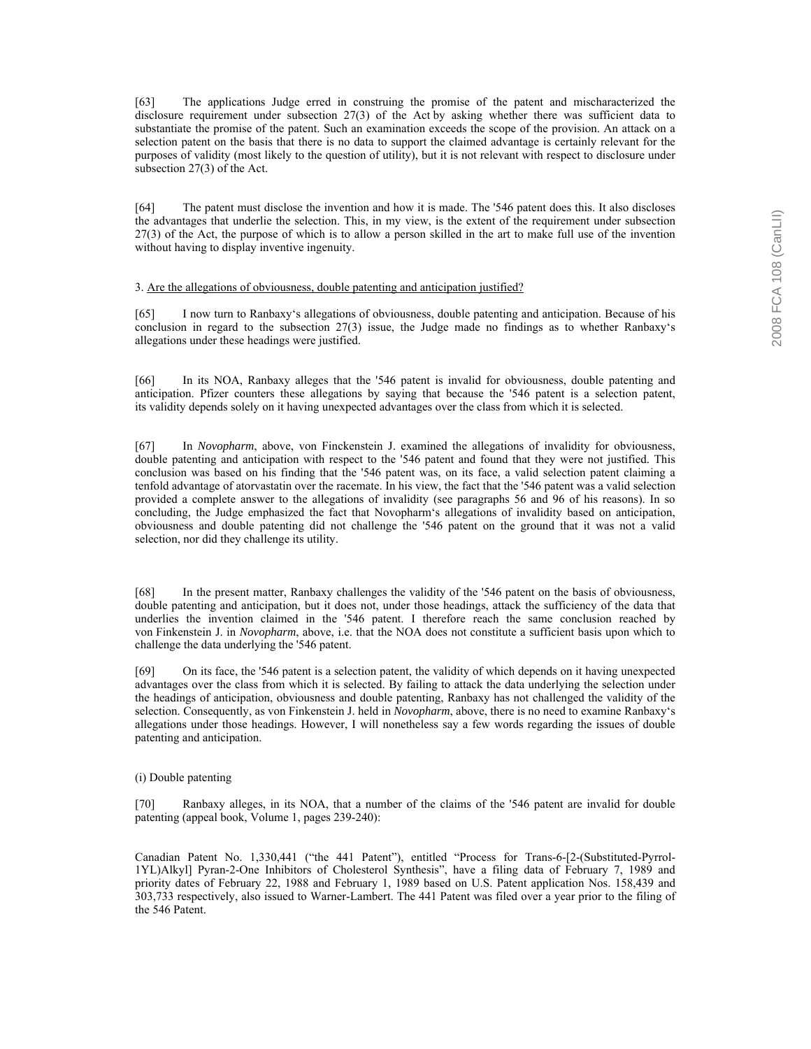[63] The applications Judge erred in construing the promise of the patent and mischaracterized the disclosure requirement under subsection 27(3) of the Act by asking whether there was sufficient data to substantiate the promise of the patent. Such an examination exceeds the scope of the provision. An attack on a selection patent on the basis that there is no data to support the claimed advantage is certainly relevant for the purposes of validity (most likely to the question of utility), but it is not relevant with respect to disclosure under subsection 27(3) of the Act.

[64] The patent must disclose the invention and how it is made. The '546 patent does this. It also discloses the advantages that underlie the selection. This, in my view, is the extent of the requirement under subsection 27(3) of the Act, the purpose of which is to allow a person skilled in the art to make full use of the invention without having to display inventive ingenuity.

3. Are the allegations of obviousness, double patenting and anticipation justified?

[65] I now turn to Ranbaxy's allegations of obviousness, double patenting and anticipation. Because of his conclusion in regard to the subsection 27(3) issue, the Judge made no findings as to whether Ranbaxy's allegations under these headings were justified.

[66] In its NOA, Ranbaxy alleges that the '546 patent is invalid for obviousness, double patenting and anticipation. Pfizer counters these allegations by saying that because the '546 patent is a selection patent, its validity depends solely on it having unexpected advantages over the class from which it is selected.

[67] In *Novopharm*, above, von Finckenstein J. examined the allegations of invalidity for obviousness, double patenting and anticipation with respect to the '546 patent and found that they were not justified. This conclusion was based on his finding that the '546 patent was, on its face, a valid selection patent claiming a tenfold advantage of atorvastatin over the racemate. In his view, the fact that the '546 patent was a valid selection provided a complete answer to the allegations of invalidity (see paragraphs 56 and 96 of his reasons). In so concluding, the Judge emphasized the fact that Novopharm's allegations of invalidity based on anticipation, obviousness and double patenting did not challenge the '546 patent on the ground that it was not a valid selection, nor did they challenge its utility.

[68] In the present matter, Ranbaxy challenges the validity of the '546 patent on the basis of obviousness, double patenting and anticipation, but it does not, under those headings, attack the sufficiency of the data that underlies the invention claimed in the '546 patent. I therefore reach the same conclusion reached by von Finkenstein J. in *Novopharm*, above, i.e. that the NOA does not constitute a sufficient basis upon which to challenge the data underlying the '546 patent.

[69] On its face, the '546 patent is a selection patent, the validity of which depends on it having unexpected advantages over the class from which it is selected. By failing to attack the data underlying the selection under the headings of anticipation, obviousness and double patenting, Ranbaxy has not challenged the validity of the selection. Consequently, as von Finkenstein J. held in *Novopharm*, above, there is no need to examine Ranbaxy's allegations under those headings. However, I will nonetheless say a few words regarding the issues of double patenting and anticipation.

(i) Double patenting

[70] Ranbaxy alleges, in its NOA, that a number of the claims of the '546 patent are invalid for double patenting (appeal book, Volume 1, pages 239-240):

Canadian Patent No. 1,330,441 ("the 441 Patent"), entitled "Process for Trans-6-[2-(Substituted-Pyrrol-1YL)Alkyl] Pyran-2-One Inhibitors of Cholesterol Synthesis", have a filing data of February 7, 1989 and priority dates of February 22, 1988 and February 1, 1989 based on U.S. Patent application Nos. 158,439 and 303,733 respectively, also issued to Warner-Lambert. The 441 Patent was filed over a year prior to the filing of the 546 Patent.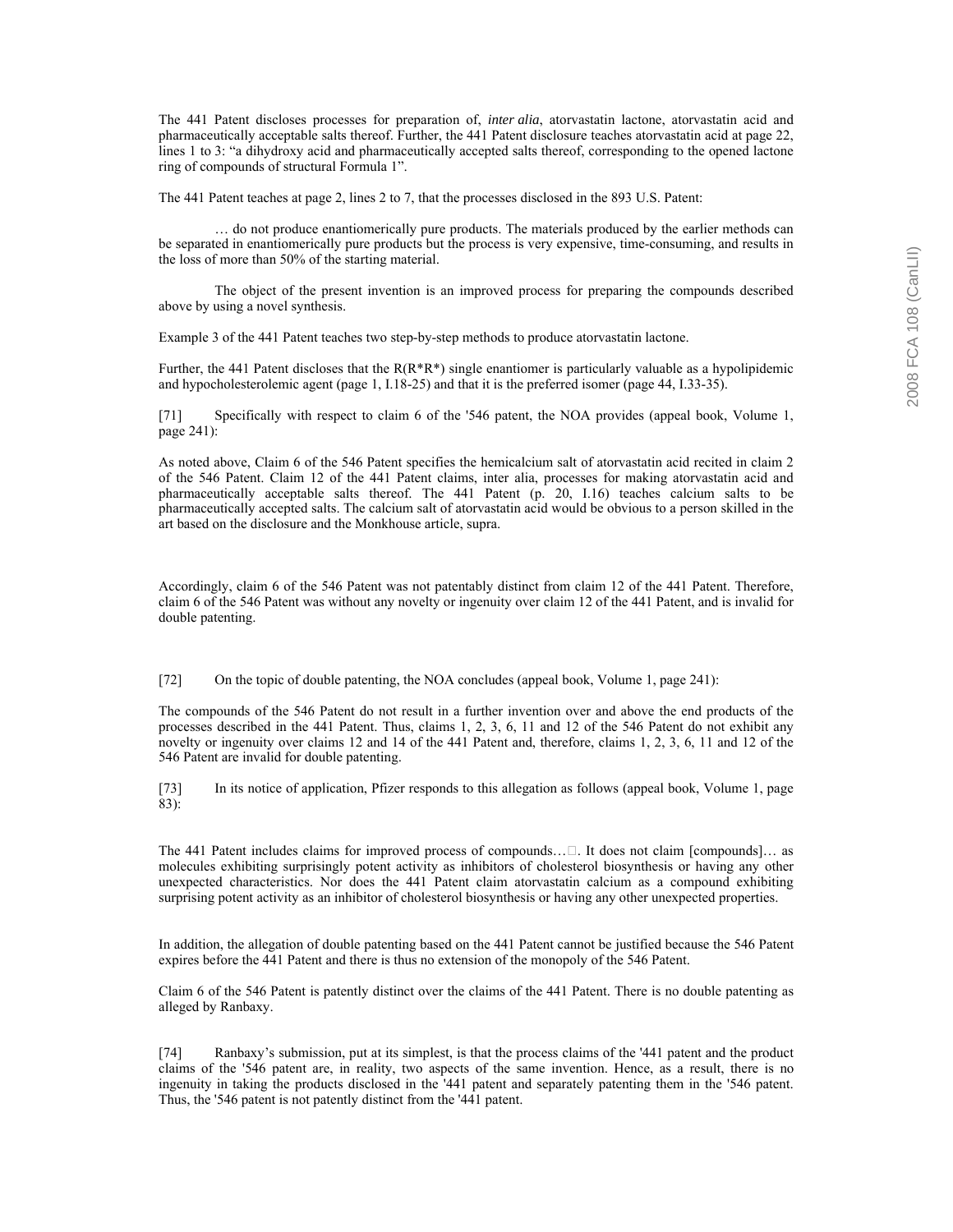The 441 Patent discloses processes for preparation of, *inter alia*, atorvastatin lactone, atorvastatin acid and pharmaceutically acceptable salts thereof. Further, the 441 Patent disclosure teaches atorvastatin acid at page 22, lines 1 to 3: "a dihydroxy acid and pharmaceutically accepted salts thereof, corresponding to the opened lactone ring of compounds of structural Formula 1".

The 441 Patent teaches at page 2, lines 2 to 7, that the processes disclosed in the 893 U.S. Patent:

> … do not produce enantiomerically pure products. The materials produced by the earlier methods can be separated in enantiomerically pure products but the process is very expensive, time-consuming, and results in the loss of more than 50% of the starting material.
>
> The object of the present invention is an improved process for preparing the compounds described above by using a novel synthesis.

Example 3 of the 441 Patent teaches two step-by-step methods to produce atorvastatin lactone.

Further, the 441 Patent discloses that the R(R*R*) single enantiomer is particularly valuable as a hypolipidemic and hypocholesterolemic agent (page 1, I.18-25) and that it is the preferred isomer (page 44, I.33-35).

[71] Specifically with respect to claim 6 of the '546 patent, the NOA provides (appeal book, Volume 1, page 241):

As noted above, Claim 6 of the 546 Patent specifies the hemicalcium salt of atorvastatin acid recited in claim 2 of the 546 Patent. Claim 12 of the 441 Patent claims, inter alia, processes for making atorvastatin acid and pharmaceutically acceptable salts thereof. The 441 Patent (p. 20, I.16) teaches calcium salts to be pharmaceutically accepted salts. The calcium salt of atorvastatin acid would be obvious to a person skilled in the art based on the disclosure and the Monkhouse article, supra.

Accordingly, claim 6 of the 546 Patent was not patentably distinct from claim 12 of the 441 Patent. Therefore, claim 6 of the 546 Patent was without any novelty or ingenuity over claim 12 of the 441 Patent, and is invalid for double patenting.

[72] On the topic of double patenting, the NOA concludes (appeal book, Volume 1, page 241):

The compounds of the 546 Patent do not result in a further invention over and above the end products of the processes described in the 441 Patent. Thus, claims 1, 2, 3, 6, 11 and 12 of the 546 Patent do not exhibit any novelty or ingenuity over claims 12 and 14 of the 441 Patent and, therefore, claims 1, 2, 3, 6, 11 and 12 of the 546 Patent are invalid for double patenting.

[73] In its notice of application, Pfizer responds to this allegation as follows (appeal book, Volume 1, page 83):

The 441 Patent includes claims for improved process of compounds…. It does not claim [compounds]… as molecules exhibiting surprisingly potent activity as inhibitors of cholesterol biosynthesis or having any other unexpected characteristics. Nor does the 441 Patent claim atorvastatin calcium as a compound exhibiting surprising potent activity as an inhibitor of cholesterol biosynthesis or having any other unexpected properties.

In addition, the allegation of double patenting based on the 441 Patent cannot be justified because the 546 Patent expires before the 441 Patent and there is thus no extension of the monopoly of the 546 Patent.

Claim 6 of the 546 Patent is patently distinct over the claims of the 441 Patent. There is no double patenting as alleged by Ranbaxy.

[74] Ranbaxy's submission, put at its simplest, is that the process claims of the '441 patent and the product claims of the '546 patent are, in reality, two aspects of the same invention. Hence, as a result, there is no ingenuity in taking the products disclosed in the '441 patent and separately patenting them in the '546 patent. Thus, the '546 patent is not patently distinct from the '441 patent.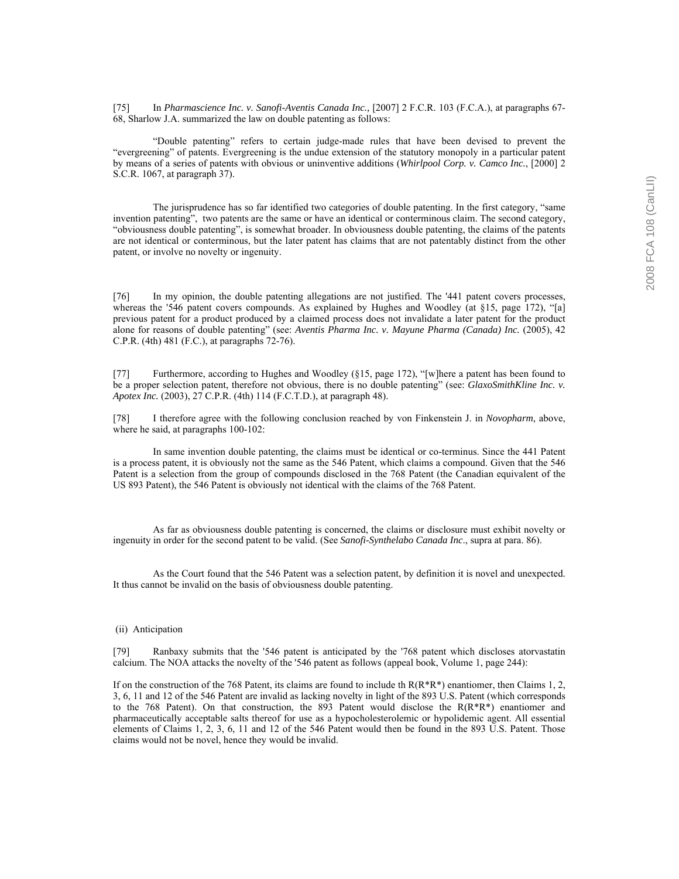[75] In *Pharmascience Inc. v. Sanofi-Aventis Canada Inc.,* [2007] 2 F.C.R. 103 (F.C.A.), at paragraphs 67-68, Sharlow J.A. summarized the law on double patenting as follows:

> "Double patenting" refers to certain judge-made rules that have been devised to prevent the "evergreening" of patents. Evergreening is the undue extension of the statutory monopoly in a particular patent by means of a series of patents with obvious or uninventive additions (*Whirlpool Corp. v. Camco Inc.*, [2000] 2 S.C.R. 1067, at paragraph 37).
>
> The jurisprudence has so far identified two categories of double patenting. In the first category, "same invention patenting", two patents are the same or have an identical or conterminous claim. The second category, "obviousness double patenting", is somewhat broader. In obviousness double patenting, the claims of the patents are not identical or conterminous, but the later patent has claims that are not patentably distinct from the other patent, or involve no novelty or ingenuity.

[76] In my opinion, the double patenting allegations are not justified. The '441 patent covers processes, whereas the '546 patent covers compounds. As explained by Hughes and Woodley (at §15, page 172), "[a] previous patent for a product produced by a claimed process does not invalidate a later patent for the product alone for reasons of double patenting" (see: *Aventis Pharma Inc. v. Mayune Pharma (Canada) Inc.* (2005), 42 C.P.R. (4th) 481 (F.C.), at paragraphs 72-76).

[77] Furthermore, according to Hughes and Woodley (§15, page 172), "[w]here a patent has been found to be a proper selection patent, therefore not obvious, there is no double patenting" (see: *GlaxoSmithKline Inc. v. Apotex Inc.* (2003), 27 C.P.R. (4th) 114 (F.C.T.D.), at paragraph 48).

[78] I therefore agree with the following conclusion reached by von Finkenstein J. in *Novopharm*, above, where he said, at paragraphs 100-102:

> In same invention double patenting, the claims must be identical or co-terminus. Since the 441 Patent is a process patent, it is obviously not the same as the 546 Patent, which claims a compound. Given that the 546 Patent is a selection from the group of compounds disclosed in the 768 Patent (the Canadian equivalent of the US 893 Patent), the 546 Patent is obviously not identical with the claims of the 768 Patent.
>
> As far as obviousness double patenting is concerned, the claims or disclosure must exhibit novelty or ingenuity in order for the second patent to be valid. (See *Sanofi-Synthelabo Canada Inc*., supra at para. 86).
>
> As the Court found that the 546 Patent was a selection patent, by definition it is novel and unexpected. It thus cannot be invalid on the basis of obviousness double patenting.

(ii) Anticipation

[79] Ranbaxy submits that the '546 patent is anticipated by the '768 patent which discloses atorvastatin calcium. The NOA attacks the novelty of the '546 patent as follows (appeal book, Volume 1, page 244):

If on the construction of the 768 Patent, its claims are found to include th R(R*R*) enantiomer, then Claims 1, 2, 3, 6, 11 and 12 of the 546 Patent are invalid as lacking novelty in light of the 893 U.S. Patent (which corresponds to the 768 Patent). On that construction, the 893 Patent would disclose the R(R*R*) enantiomer and pharmaceutically acceptable salts thereof for use as a hypocholesterolemic or hypolidemic agent. All essential elements of Claims 1, 2, 3, 6, 11 and 12 of the 546 Patent would then be found in the 893 U.S. Patent. Those claims would not be novel, hence they would be invalid.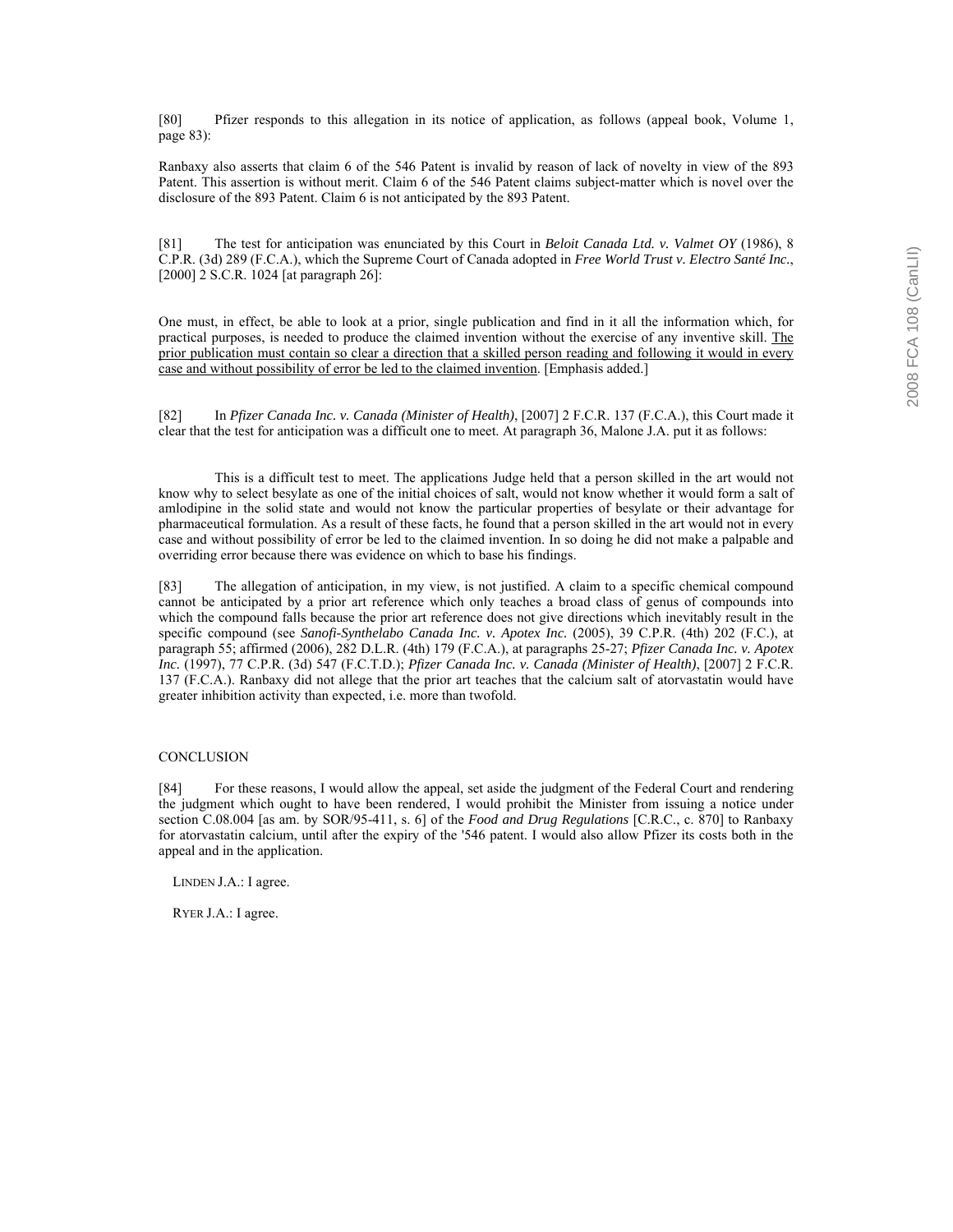[80] Pfizer responds to this allegation in its notice of application, as follows (appeal book, Volume 1, page 83):

Ranbaxy also asserts that claim 6 of the 546 Patent is invalid by reason of lack of novelty in view of the 893 Patent. This assertion is without merit. Claim 6 of the 546 Patent claims subject-matter which is novel over the disclosure of the 893 Patent. Claim 6 is not anticipated by the 893 Patent.

[81] The test for anticipation was enunciated by this Court in *Beloit Canada Ltd. v. Valmet OY* (1986), 8 C.P.R. (3d) 289 (F.C.A.), which the Supreme Court of Canada adopted in *Free World Trust v. Electro Santé Inc.*, [2000] 2 S.C.R. 1024 [at paragraph 26]:

One must, in effect, be able to look at a prior, single publication and find in it all the information which, for practical purposes, is needed to produce the claimed invention without the exercise of any inventive skill. <u>The prior publication must contain so clear a direction that a skilled person reading and following it would in every case and without possibility of error be led to the claimed invention</u>. [Emphasis added.]

[82] In *Pfizer Canada Inc. v. Canada (Minister of Health)*, [2007] 2 F.C.R. 137 (F.C.A.), this Court made it clear that the test for anticipation was a difficult one to meet. At paragraph 36, Malone J.A. put it as follows:

This is a difficult test to meet. The applications Judge held that a person skilled in the art would not know why to select besylate as one of the initial choices of salt, would not know whether it would form a salt of amlodipine in the solid state and would not know the particular properties of besylate or their advantage for pharmaceutical formulation. As a result of these facts, he found that a person skilled in the art would not in every case and without possibility of error be led to the claimed invention. In so doing he did not make a palpable and overriding error because there was evidence on which to base his findings.

[83] The allegation of anticipation, in my view, is not justified. A claim to a specific chemical compound cannot be anticipated by a prior art reference which only teaches a broad class of genus of compounds into which the compound falls because the prior art reference does not give directions which inevitably result in the specific compound (see *Sanofi-Synthelabo Canada Inc. v. Apotex Inc.* (2005), 39 C.P.R. (4th) 202 (F.C.), at paragraph 55; affirmed (2006), 282 D.L.R. (4th) 179 (F.C.A.), at paragraphs 25-27; *Pfizer Canada Inc. v. Apotex Inc.* (1997), 77 C.P.R. (3d) 547 (F.C.T.D.); *Pfizer Canada Inc. v. Canada (Minister of Health)*, [2007] 2 F.C.R. 137 (F.C.A.). Ranbaxy did not allege that the prior art teaches that the calcium salt of atorvastatin would have greater inhibition activity than expected, i.e. more than twofold.

## CONCLUSION

[84] For these reasons, I would allow the appeal, set aside the judgment of the Federal Court and rendering the judgment which ought to have been rendered, I would prohibit the Minister from issuing a notice under section C.08.004 [as am. by SOR/95-411, s. 6] of the *Food and Drug Regulations* [C.R.C., c. 870] to Ranbaxy for atorvastatin calcium, until after the expiry of the '546 patent. I would also allow Pfizer its costs both in the appeal and in the application.

LINDEN J.A.: I agree.

RYER J.A.: I agree.